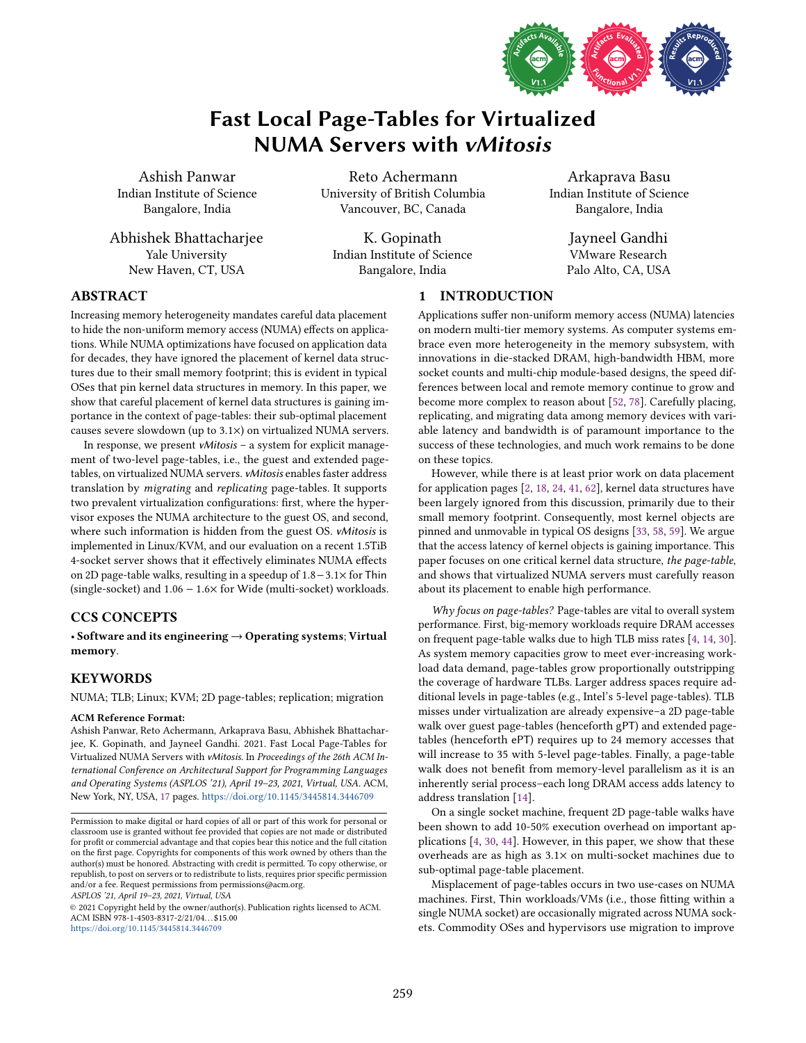# Fast Local Page-Tables for Virtualized NUMA Servers with *vMitosis*

Ashish Panwar
Indian Institute of Science
Bangalore, India

Reto Achermann
University of British Columbia
Vancouver, BC, Canada

Arkaprava Basu
Indian Institute of Science
Bangalore, India

Abhishek Bhattacharjee
Yale University
New Haven, CT, USA

K. Gopinath
Indian Institute of Science
Bangalore, India

Jayneel Gandhi
VMware Research
Palo Alto, CA, USA

## ABSTRACT

Increasing memory heterogeneity mandates careful data placement to hide the non-uniform memory access (NUMA) effects on applications. While NUMA optimizations have focused on application data for decades, they have ignored the placement of kernel data structures due to their small memory footprint; this is evident in typical OSes that pin kernel data structures in memory. In this paper, we show that careful placement of kernel data structures is gaining importance in the context of page-tables: their sub-optimal placement causes severe slowdown (up to 3.1×) on virtualized NUMA servers.

In response, we present *vMitosis* – a system for explicit management of two-level page-tables, i.e., the guest and extended page-tables, on virtualized NUMA servers. *vMitosis* enables faster address translation by *migrating* and *replicating* page-tables. It supports two prevalent virtualization configurations: first, where the hypervisor exposes the NUMA architecture to the guest OS, and second, where such information is hidden from the guest OS. *vMitosis* is implemented in Linux/KVM, and our evaluation on a recent 1.5TiB 4-socket server shows that it effectively eliminates NUMA effects on 2D page-table walks, resulting in a speedup of 1.8−3.1× for Thin (single-socket) and 1.06 − 1.6× for Wide (multi-socket) workloads.

## CCS CONCEPTS

• **Software and its engineering** → **Operating systems**; **Virtual memory**.

## KEYWORDS

NUMA; TLB; Linux; KVM; 2D page-tables; replication; migration

**ACM Reference Format:**
Ashish Panwar, Reto Achermann, Arkaprava Basu, Abhishek Bhattacharjee, K. Gopinath, and Jayneel Gandhi. 2021. Fast Local Page-Tables for Virtualized NUMA Servers with *vMitosis*. In *Proceedings of the 26th ACM International Conference on Architectural Support for Programming Languages and Operating Systems (ASPLOS '21), April 19–23, 2021, Virtual, USA.* ACM, New York, NY, USA, 17 pages. https://doi.org/10.1145/3445814.3446709

Permission to make digital or hard copies of all or part of this work for personal or classroom use is granted without fee provided that copies are not made or distributed for profit or commercial advantage and that copies bear this notice and the full citation on the first page. Copyrights for components of this work owned by others than the author(s) must be honored. Abstracting with credit is permitted. To copy otherwise, or republish, to post on servers or to redistribute to lists, requires prior specific permission and/or a fee. Request permissions from permissions@acm.org.
*ASPLOS '21, April 19–23, 2021, Virtual, USA*
© 2021 Copyright held by the owner/author(s). Publication rights licensed to ACM.
ACM ISBN 978-1-4503-8317-2/21/04...$15.00
https://doi.org/10.1145/3445814.3446709

## 1 INTRODUCTION

Applications suffer non-uniform memory access (NUMA) latencies on modern multi-tier memory systems. As computer systems embrace even more heterogeneity in the memory subsystem, with innovations in die-stacked DRAM, high-bandwidth HBM, more socket counts and multi-chip module-based designs, the speed differences between local and remote memory continue to grow and become more complex to reason about [52, 78]. Carefully placing, replicating, and migrating data among memory devices with variable latency and bandwidth is of paramount importance to the success of these technologies, and much work remains to be done on these topics.

However, while there is at least prior work on data placement for application pages [2, 18, 24, 41, 62], kernel data structures have been largely ignored from this discussion, primarily due to their small memory footprint. Consequently, most kernel objects are pinned and unmovable in typical OS designs [33, 58, 59]. We argue that the access latency of kernel objects is gaining importance. This paper focuses on one critical kernel data structure, *the page-table*, and shows that virtualized NUMA servers must carefully reason about its placement to enable high performance.

*Why focus on page-tables?* Page-tables are vital to overall system performance. First, big-memory workloads require DRAM accesses on frequent page-table walks due to high TLB miss rates [4, 14, 30]. As system memory capacities grow to meet ever-increasing workload data demand, page-tables grow proportionally outstripping the coverage of hardware TLBs. Larger address spaces require additional levels in page-tables (e.g., Intel's 5-level page-tables). TLB misses under virtualization are already expensive–a 2D page-table walk over guest page-tables (henceforth gPT) and extended page-tables (henceforth ePT) requires up to 24 memory accesses that will increase to 35 with 5-level page-tables. Finally, a page-table walk does not benefit from memory-level parallelism as it is an inherently serial process–each long DRAM access adds latency to address translation [14].

On a single socket machine, frequent 2D page-table walks have been shown to add 10-50% execution overhead on important applications [4, 30, 44]. However, in this paper, we show that these overheads are as high as 3.1× on multi-socket machines due to sub-optimal page-table placement.

Misplacement of page-tables occurs in two use-cases on NUMA machines. First, Thin workloads/VMs (i.e., those fitting within a single NUMA socket) are occasionally migrated across NUMA sockets. Commodity OSes and hypervisors use migration to improve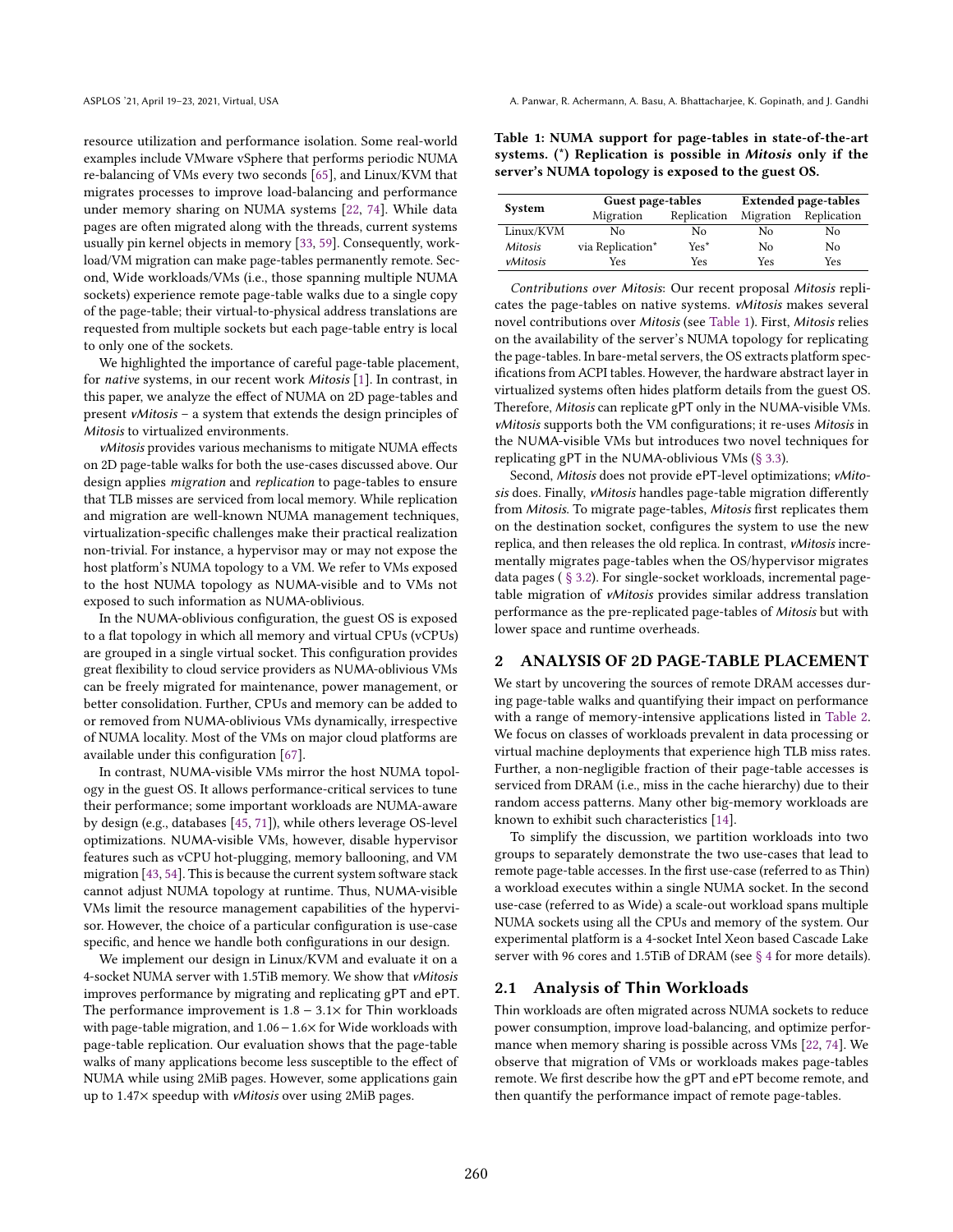resource utilization and performance isolation. Some real-world examples include VMware vSphere that performs periodic NUMA re-balancing of VMs every two seconds [65], and Linux/KVM that migrates processes to improve load-balancing and performance under memory sharing on NUMA systems [22, 74]. While data pages are often migrated along with the threads, current systems usually pin kernel objects in memory [33, 59]. Consequently, workload/VM migration can make page-tables permanently remote. Second, Wide workloads/VMs (i.e., those spanning multiple NUMA sockets) experience remote page-table walks due to a single copy of the page-table; their virtual-to-physical address translations are requested from multiple sockets but each page-table entry is local to only one of the sockets.

We highlighted the importance of careful page-table placement, for *native* systems, in our recent work *Mitosis* [1]. In contrast, in this paper, we analyze the effect of NUMA on 2D page-tables and present *vMitosis* – a system that extends the design principles of *Mitosis* to virtualized environments.

*vMitosis* provides various mechanisms to mitigate NUMA effects on 2D page-table walks for both the use-cases discussed above. Our design applies *migration* and *replication* to page-tables to ensure that TLB misses are serviced from local memory. While replication and migration are well-known NUMA management techniques, virtualization-specific challenges make their practical realization non-trivial. For instance, a hypervisor may or may not expose the host platform's NUMA topology to a VM. We refer to VMs exposed to the host NUMA topology as NUMA-visible and to VMs not exposed to such information as NUMA-oblivious.

In the NUMA-oblivious configuration, the guest OS is exposed to a flat topology in which all memory and virtual CPUs (vCPUs) are grouped in a single virtual socket. This configuration provides great flexibility to cloud service providers as NUMA-oblivious VMs can be freely migrated for maintenance, power management, or better consolidation. Further, CPUs and memory can be added to or removed from NUMA-oblivious VMs dynamically, irrespective of NUMA locality. Most of the VMs on major cloud platforms are available under this configuration [67].

In contrast, NUMA-visible VMs mirror the host NUMA topology in the guest OS. It allows performance-critical services to tune their performance; some important workloads are NUMA-aware by design (e.g., databases [45, 71]), while others leverage OS-level optimizations. NUMA-visible VMs, however, disable hypervisor features such as vCPU hot-plugging, memory ballooning, and VM migration [43, 54]. This is because the current system software stack cannot adjust NUMA topology at runtime. Thus, NUMA-visible VMs limit the resource management capabilities of the hypervisor. However, the choice of a particular configuration is use-case specific, and hence we handle both configurations in our design.

We implement our design in Linux/KVM and evaluate it on a 4-socket NUMA server with 1.5TiB memory. We show that *vMitosis* improves performance by migrating and replicating gPT and ePT. The performance improvement is $1.8-3.1\times$ for Thin workloads with page-table migration, and $1.06-1.6\times$ for Wide workloads with page-table replication. Our evaluation shows that the page-table walks of many applications become less susceptible to the effect of NUMA while using 2MiB pages. However, some applications gain up to $1.47\times$ speedup with *vMitosis* over using 2MiB pages.

**Table 1: NUMA support for page-tables in state-of-the-art systems. (*) Replication is possible in *Mitosis* only if the server's NUMA topology is exposed to the guest OS.**

| System | Guest page-tables | | Extended page-tables | |
|---|---|---|---|---|
| | Migration | Replication | Migration | Replication |
| Linux/KVM | No | No | No | No |
| *Mitosis* | via Replication* | Yes* | No | No |
| *vMitosis* | Yes | Yes | Yes | Yes |

*Contributions over Mitosis*: Our recent proposal *Mitosis* replicates the page-tables on native systems. *vMitosis* makes several novel contributions over *Mitosis* (see Table 1). First, *Mitosis* relies on the availability of the server's NUMA topology for replicating the page-tables. In bare-metal servers, the OS extracts platform specifications from ACPI tables. However, the hardware abstract layer in virtualized systems often hides platform details from the guest OS. Therefore, *Mitosis* can replicate gPT only in the NUMA-visible VMs. *vMitosis* supports both the VM configurations; it re-uses *Mitosis* in the NUMA-visible VMs but introduces two novel techniques for replicating gPT in the NUMA-oblivious VMs (§ 3.3).

Second, *Mitosis* does not provide ePT-level optimizations; *vMitosis* does. Finally, *vMitosis* handles page-table migration differently from *Mitosis*. To migrate page-tables, *Mitosis* first replicates them on the destination socket, configures the system to use the new replica, and then releases the old replica. In contrast, *vMitosis* incrementally migrates page-tables when the OS/hypervisor migrates data pages ( § 3.2). For single-socket workloads, incremental page-table migration of *vMitosis* provides similar address translation performance as the pre-replicated page-tables of *Mitosis* but with lower space and runtime overheads.

## 2 ANALYSIS OF 2D PAGE-TABLE PLACEMENT

We start by uncovering the sources of remote DRAM accesses during page-table walks and quantifying their impact on performance with a range of memory-intensive applications listed in Table 2. We focus on classes of workloads prevalent in data processing or virtual machine deployments that experience high TLB miss rates. Further, a non-negligible fraction of their page-table accesses is serviced from DRAM (i.e., miss in the cache hierarchy) due to their random access patterns. Many other big-memory workloads are known to exhibit such characteristics [14].

To simplify the discussion, we partition workloads into two groups to separately demonstrate the two use-cases that lead to remote page-table accesses. In the first use-case (referred to as Thin) a workload executes within a single NUMA socket. In the second use-case (referred to as Wide) a scale-out workload spans multiple NUMA sockets using all the CPUs and memory of the system. Our experimental platform is a 4-socket Intel Xeon based Cascade Lake server with 96 cores and 1.5TiB of DRAM (see § 4 for more details).

### 2.1 Analysis of Thin Workloads

Thin workloads are often migrated across NUMA sockets to reduce power consumption, improve load-balancing, and optimize performance when memory sharing is possible across VMs [22, 74]. We observe that migration of VMs or workloads makes page-tables remote. We first describe how the gPT and ePT become remote, and then quantify the performance impact of remote page-tables.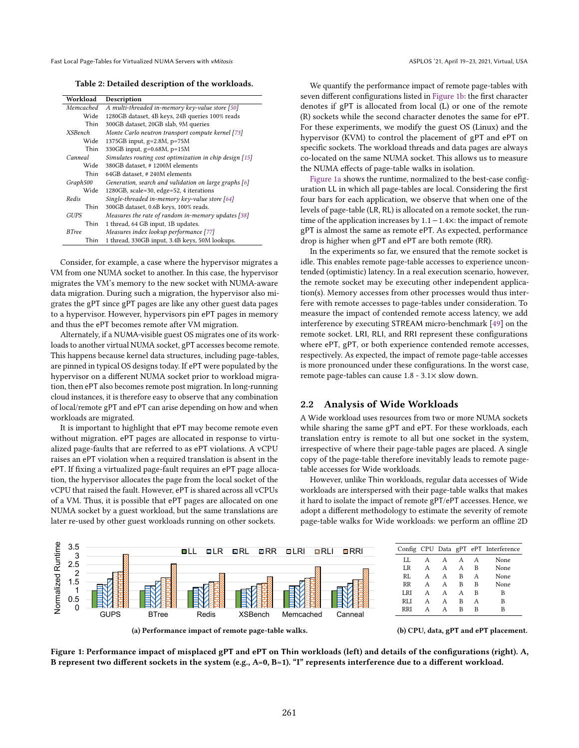**Table 2: Detailed description of the workloads.**

| Workload | Description |
|---|---|
| *Memcached* | *A multi-threaded in-memory key-value store [50]* |
| Wide | 1280GB dataset, 4B keys, 24B queries 100% reads |
| Thin | 300GB dataset, 20GB slab, 9M queries |
| *XSBench* | *Monte Carlo neutron transport compute kernel [73]* |
| Wide | 1375GB input, g=2.8M, p=75M |
| Thin | 330GB input, g=0.68M, p=15M |
| *Canneal* | *Simulates routing cost optimization in chip design [15]* |
| Wide | 380GB dataset, # 1200M elements |
| Thin | 64GB dataset, # 240M elements |
| *Graph500* | *Generation, search and validation on large graphs [6]* |
| Wide | 1280GB, scale=30, edge=52, 4 iterations |
| *Redis* | *Single-threaded in-memory key-value store [64]* |
| Thin | 300GB dataset, 0.6B keys, 100% reads. |
| *GUPS* | *Measures the rate of random in-memory updates [38]* |
| Thin | 1 thread, 64 GB input, 1B updates. |
| *BTree* | *Measures index lookup performance [77]* |
| Thin | 1 thread, 330GB input, 3.4B keys, 50M lookups. |

Consider, for example, a case where the hypervisor migrates a VM from one NUMA socket to another. In this case, the hypervisor migrates the VM's memory to the new socket with NUMA-aware data migration. During such a migration, the hypervisor also migrates the gPT since gPT pages are like any other guest data pages to a hypervisor. However, hypervisors pin ePT pages in memory and thus the ePT becomes remote after VM migration.

Alternately, if a NUMA-visible guest OS migrates one of its workloads to another virtual NUMA socket, gPT accesses become remote. This happens because kernel data structures, including page-tables, are pinned in typical OS designs today. If ePT were populated by the hypervisor on a different NUMA socket prior to workload migration, then ePT also becomes remote post migration. In long-running cloud instances, it is therefore easy to observe that any combination of local/remote gPT and ePT can arise depending on how and when workloads are migrated.

It is important to highlight that ePT may become remote even without migration. ePT pages are allocated in response to virtualized page-faults that are referred to as ePT violations. A vCPU raises an ePT violation when a required translation is absent in the ePT. If fixing a virtualized page-fault requires an ePT page allocation, the hypervisor allocates the page from the local socket of the vCPU that raised the fault. However, ePT is shared across all vCPUs of a VM. Thus, it is possible that ePT pages are allocated on one NUMA socket by a guest workload, but the same translations are later re-used by other guest workloads running on other sockets.

We quantify the performance impact of remote page-tables with seven different configurations listed in Figure 1b: the first character denotes if gPT is allocated from local (L) or one of the remote (R) sockets while the second character denotes the same for ePT. For these experiments, we modify the guest OS (Linux) and the hypervisor (KVM) to control the placement of gPT and ePT on specific sockets. The workload threads and data pages are always co-located on the same NUMA socket. This allows us to measure the NUMA effects of page-table walks in isolation.

Figure 1a shows the runtime, normalized to the best-case configuration LL in which all page-tables are local. Considering the first four bars for each application, we observe that when one of the levels of page-table (LR, RL) is allocated on a remote socket, the runtime of the application increases by $1.1-1.4\times$: the impact of remote gPT is almost the same as remote ePT. As expected, performance drop is higher when gPT and ePT are both remote (RR).

In the experiments so far, we ensured that the remote socket is idle. This enables remote page-table accesses to experience uncontended (optimistic) latency. In a real execution scenario, however, the remote socket may be executing other independent application(s). Memory accesses from other processes would thus interfere with remote accesses to page-tables under consideration. To measure the impact of contended remote access latency, we add interference by executing STREAM micro-benchmark [49] on the remote socket. LRI, RLI, and RRI represent these configurations where ePT, gPT, or both experience contended remote accesses, respectively. As expected, the impact of remote page-table accesses is more pronounced under these configurations. In the worst case, remote page-tables can cause 1.8 - 3.1× slow down.

## 2.2 Analysis of Wide Workloads

A Wide workload uses resources from two or more NUMA sockets while sharing the same gPT and ePT. For these workloads, each translation entry is remote to all but one socket in the system, irrespective of where their page-table pages are placed. A single copy of the page-table therefore inevitably leads to remote page-table accesses for Wide workloads.

However, unlike Thin workloads, regular data accesses of Wide workloads are interspersed with their page-table walks that makes it hard to isolate the impact of remote gPT/ePT accesses. Hence, we adopt a different methodology to estimate the severity of remote page-table walks for Wide workloads: we perform an offline 2D

(a) Performance impact of remote page-table walks.

| Config | CPU | Data | gPT | ePT | Interference |
|---|---|---|---|---|---|
| LL | A | A | A | A | None |
| LR | A | A | A | B | None |
| RL | A | A | B | A | None |
| RR | A | A | B | B | None |
| LRI | A | A | A | B | B |
| RLI | A | A | B | A | B |
| RRI | A | A | B | B | B |

(b) CPU, data, gPT and ePT placement.

**Figure 1: Performance impact of misplaced gPT and ePT on Thin workloads (left) and details of the configurations (right). A, B represent two different sockets in the system (e.g., A=0, B=1). "I" represents interference due to a different workload.**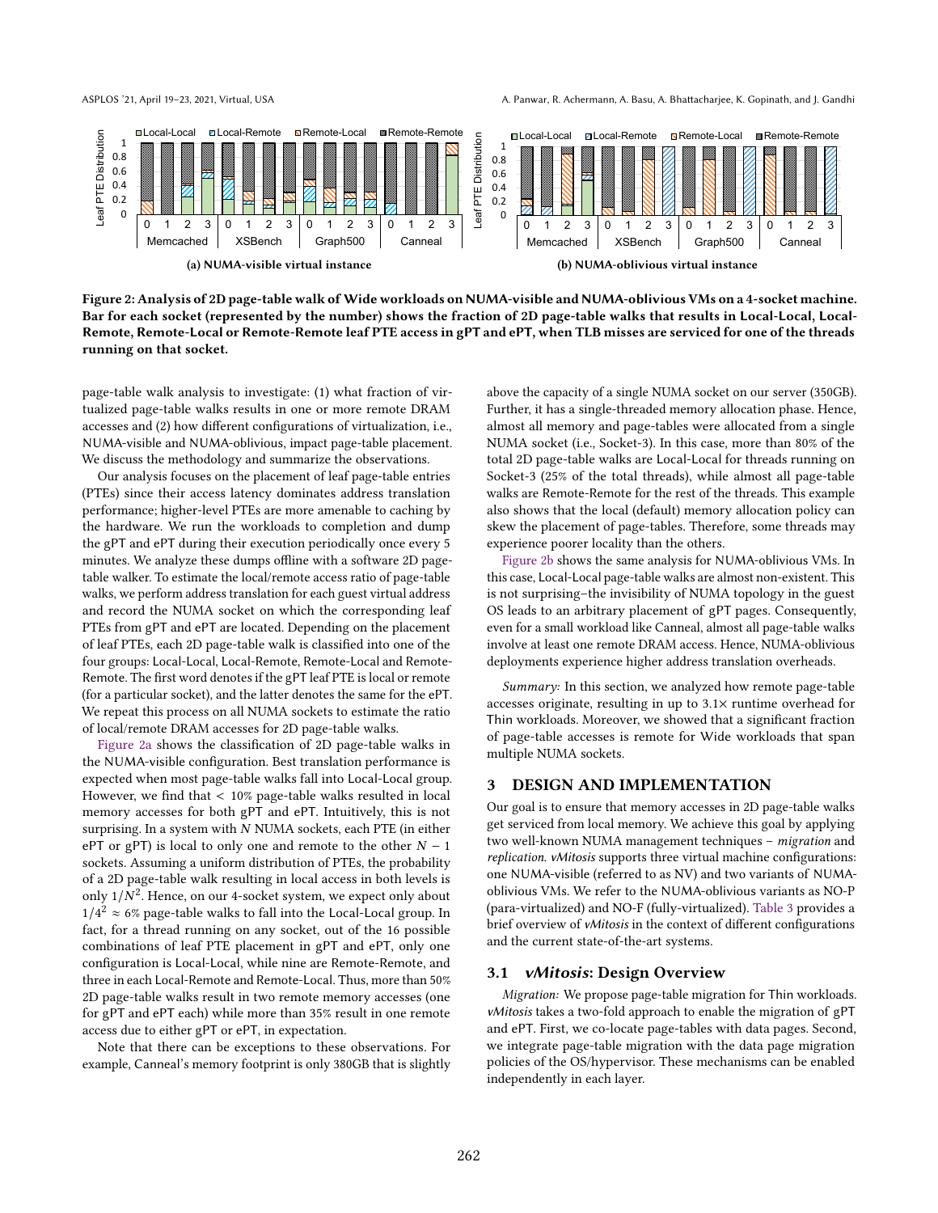(a) NUMA-visible virtual instance

(b) NUMA-oblivious virtual instance

**Figure 2: Analysis of 2D page-table walk of Wide workloads on NUMA-visible and NUMA-oblivious VMs on a 4-socket machine. Bar for each socket (represented by the number) shows the fraction of 2D page-table walks that results in Local-Local, Local-Remote, Remote-Local or Remote-Remote leaf PTE access in gPT and ePT, when TLB misses are serviced for one of the threads running on that socket.**

page-table walk analysis to investigate: (1) what fraction of virtualized page-table walks results in one or more remote DRAM accesses and (2) how different configurations of virtualization, i.e., NUMA-visible and NUMA-oblivious, impact page-table placement. We discuss the methodology and summarize the observations.

Our analysis focuses on the placement of leaf page-table entries (PTEs) since their access latency dominates address translation performance; higher-level PTEs are more amenable to caching by the hardware. We run the workloads to completion and dump the gPT and ePT during their execution periodically once every 5 minutes. We analyze these dumps offline with a software 2D page-table walker. To estimate the local/remote access ratio of page-table walks, we perform address translation for each guest virtual address and record the NUMA socket on which the corresponding leaf PTEs from gPT and ePT are located. Depending on the placement of leaf PTEs, each 2D page-table walk is classified into one of the four groups: Local-Local, Local-Remote, Remote-Local and Remote-Remote. The first word denotes if the gPT leaf PTE is local or remote (for a particular socket), and the latter denotes the same for the ePT. We repeat this process on all NUMA sockets to estimate the ratio of local/remote DRAM accesses for 2D page-table walks.

Figure 2a shows the classification of 2D page-table walks in the NUMA-visible configuration. Best translation performance is expected when most page-table walks fall into Local-Local group. However, we find that < 10% page-table walks resulted in local memory accesses for both gPT and ePT. Intuitively, this is not surprising. In a system with $N$ NUMA sockets, each PTE (in either ePT or gPT) is local to only one and remote to the other $N-1$ sockets. Assuming a uniform distribution of PTEs, the probability of a 2D page-table walk resulting in local access in both levels is only $1/N^2$. Hence, on our 4-socket system, we expect only about $1/4^2 \approx 6\%$ page-table walks to fall into the Local-Local group. In fact, for a thread running on any socket, out of the 16 possible combinations of leaf PTE placement in gPT and ePT, only one configuration is Local-Local, while nine are Remote-Remote, and three in each Local-Remote and Remote-Local. Thus, more than 50% 2D page-table walks result in two remote memory accesses (one for gPT and ePT each) while more than 35% result in one remote access due to either gPT or ePT, in expectation.

Note that there can be exceptions to these observations. For example, Canneal's memory footprint is only 380GB that is slightly above the capacity of a single NUMA socket on our server (350GB). Further, it has a single-threaded memory allocation phase. Hence, almost all memory and page-tables were allocated from a single NUMA socket (i.e., Socket-3). In this case, more than 80% of the total 2D page-table walks are Local-Local for threads running on Socket-3 (25% of the total threads), while almost all page-table walks are Remote-Remote for the rest of the threads. This example also shows that the local (default) memory allocation policy can skew the placement of page-tables. Therefore, some threads may experience poorer locality than the others.

Figure 2b shows the same analysis for NUMA-oblivious VMs. In this case, Local-Local page-table walks are almost non-existent. This is not surprising–the invisibility of NUMA topology in the guest OS leads to an arbitrary placement of gPT pages. Consequently, even for a small workload like Canneal, almost all page-table walks involve at least one remote DRAM access. Hence, NUMA-oblivious deployments experience higher address translation overheads.

*Summary:* In this section, we analyzed how remote page-table accesses originate, resulting in up to 3.1× runtime overhead for Thin workloads. Moreover, we showed that a significant fraction of page-table accesses is remote for Wide workloads that span multiple NUMA sockets.

## 3 DESIGN AND IMPLEMENTATION

Our goal is to ensure that memory accesses in 2D page-table walks get serviced from local memory. We achieve this goal by applying two well-known NUMA management techniques – *migration* and *replication*. *vMitosis* supports three virtual machine configurations: one NUMA-visible (referred to as NV) and two variants of NUMA-oblivious VMs. We refer to the NUMA-oblivious variants as NO-P (para-virtualized) and NO-F (fully-virtualized). Table 3 provides a brief overview of *vMitosis* in the context of different configurations and the current state-of-the-art systems.

### 3.1 *vMitosis*: Design Overview

*Migration:* We propose page-table migration for Thin workloads. *vMitosis* takes a two-fold approach to enable the migration of gPT and ePT. First, we co-locate page-tables with data pages. Second, we integrate page-table migration with the data page migration policies of the OS/hypervisor. These mechanisms can be enabled independently in each layer.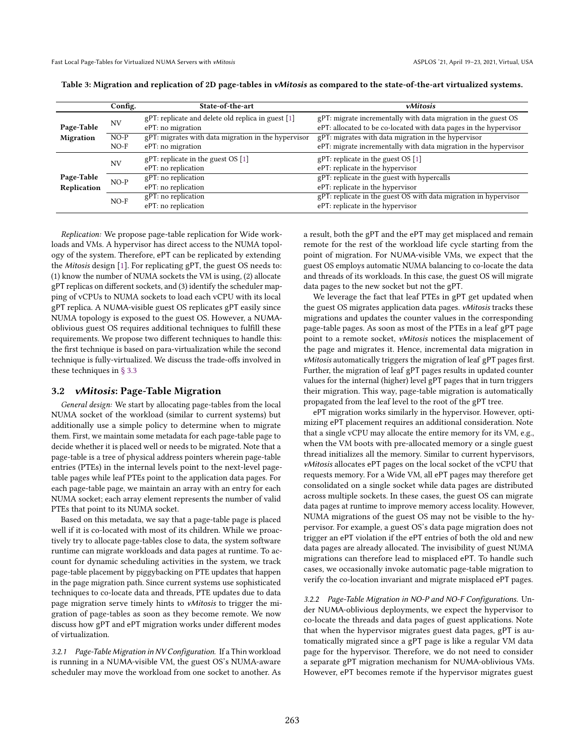**Table 3: Migration and replication of 2D page-tables in *vMitosis* as compared to the state-of-the-art virtualized systems.**

| | Config. | State-of-the-art | *vMitosis* |
|---|---|---|---|
| **Page-Table Migration** | NV | gPT: replicate and delete old replica in guest [1]<br>ePT: no migration | gPT: migrate incrementally with data migration in the guest OS<br>ePT: allocated to be co-located with data pages in the hypervisor |
| | NO-P<br>NO-F | gPT: migrates with data migration in the hypervisor<br>ePT: no migration | gPT: migrates with data migration in the hypervisor<br>ePT: migrate incrementally with data migration in the hypervisor |
| **Page-Table Replication** | NV | gPT: replicate in the guest OS [1]<br>ePT: no replication | gPT: replicate in the guest OS [1]<br>ePT: replicate in the hypervisor |
| | NO-P | gPT: no replication<br>ePT: no replication | gPT: replicate in the guest with hypercalls<br>ePT: replicate in the hypervisor |
| | NO-F | gPT: no replication<br>ePT: no replication | gPT: replicate in the guest OS with data migration in hypervisor<br>ePT: replicate in the hypervisor |

*Replication:* We propose page-table replication for Wide workloads and VMs. A hypervisor has direct access to the NUMA topology of the system. Therefore, ePT can be replicated by extending the *Mitosis* design [1]. For replicating gPT, the guest OS needs to: (1) know the number of NUMA sockets the VM is using, (2) allocate gPT replicas on different sockets, and (3) identify the scheduler mapping of vCPUs to NUMA sockets to load each vCPU with its local gPT replica. A NUMA-visible guest OS replicates gPT easily since NUMA topology is exposed to the guest OS. However, a NUMA-oblivious guest OS requires additional techniques to fulfill these requirements. We propose two different techniques to handle this: the first technique is based on para-virtualization while the second technique is fully-virtualized. We discuss the trade-offs involved in these techniques in § 3.3

## 3.2 *vMitosis*: Page-Table Migration

*General design:* We start by allocating page-tables from the local NUMA socket of the workload (similar to current systems) but additionally use a simple policy to determine when to migrate them. First, we maintain some metadata for each page-table page to decide whether it is placed well or needs to be migrated. Note that a page-table is a tree of physical address pointers wherein page-table entries (PTEs) in the internal levels point to the next-level page-table pages while leaf PTEs point to the application data pages. For each page-table page, we maintain an array with an entry for each NUMA socket; each array element represents the number of valid PTEs that point to its NUMA socket.

Based on this metadata, we say that a page-table page is placed well if it is co-located with most of its children. While we proactively try to allocate page-tables close to data, the system software runtime can migrate workloads and data pages at runtime. To account for dynamic scheduling activities in the system, we track page-table placement by piggybacking on PTE updates that happen in the page migration path. Since current systems use sophisticated techniques to co-locate data and threads, PTE updates due to data page migration serve timely hints to *vMitosis* to trigger the migration of page-tables as soon as they become remote. We now discuss how gPT and ePT migration works under different modes of virtualization.

### 3.2.1 Page-Table Migration in NV Configuration.

If a Thin workload is running in a NUMA-visible VM, the guest OS's NUMA-aware scheduler may move the workload from one socket to another. As a result, both the gPT and the ePT may get misplaced and remain remote for the rest of the workload life cycle starting from the point of migration. For NUMA-visible VMs, we expect that the guest OS employs automatic NUMA balancing to co-locate the data and threads of its workloads. In this case, the guest OS will migrate data pages to the new socket but not the gPT.

We leverage the fact that leaf PTEs in gPT get updated when the guest OS migrates application data pages. *vMitosis* tracks these migrations and updates the counter values in the corresponding page-table pages. As soon as most of the PTEs in a leaf gPT page point to a remote socket, *vMitosis* notices the misplacement of the page and migrates it. Hence, incremental data migration in *vMitosis* automatically triggers the migration of leaf gPT pages first. Further, the migration of leaf gPT pages results in updated counter values for the internal (higher) level gPT pages that in turn triggers their migration. This way, page-table migration is automatically propagated from the leaf level to the root of the gPT tree.

ePT migration works similarly in the hypervisor. However, optimizing ePT placement requires an additional consideration. Note that a single vCPU may allocate the entire memory for its VM, e.g., when the VM boots with pre-allocated memory or a single guest thread initializes all the memory. Similar to current hypervisors, *vMitosis* allocates ePT pages on the local socket of the vCPU that requests memory. For a Wide VM, all ePT pages may therefore get consolidated on a single socket while data pages are distributed across multiple sockets. In these cases, the guest OS can migrate data pages at runtime to improve memory access locality. However, NUMA migrations of the guest OS may not be visible to the hypervisor. For example, a guest OS's data page migration does not trigger an ePT violation if the ePT entries of both the old and new data pages are already allocated. The invisibility of guest NUMA migrations can therefore lead to misplaced ePT. To handle such cases, we occasionally invoke automatic page-table migration to verify the co-location invariant and migrate misplaced ePT pages.

### 3.2.2 Page-Table Migration in NO-P and NO-F Configurations.

Under NUMA-oblivious deployments, we expect the hypervisor to co-locate the threads and data pages of guest applications. Note that when the hypervisor migrates guest data pages, gPT is automatically migrated since a gPT page is like a regular VM data page for the hypervisor. Therefore, we do not need to consider a separate gPT migration mechanism for NUMA-oblivious VMs. However, ePT becomes remote if the hypervisor migrates guest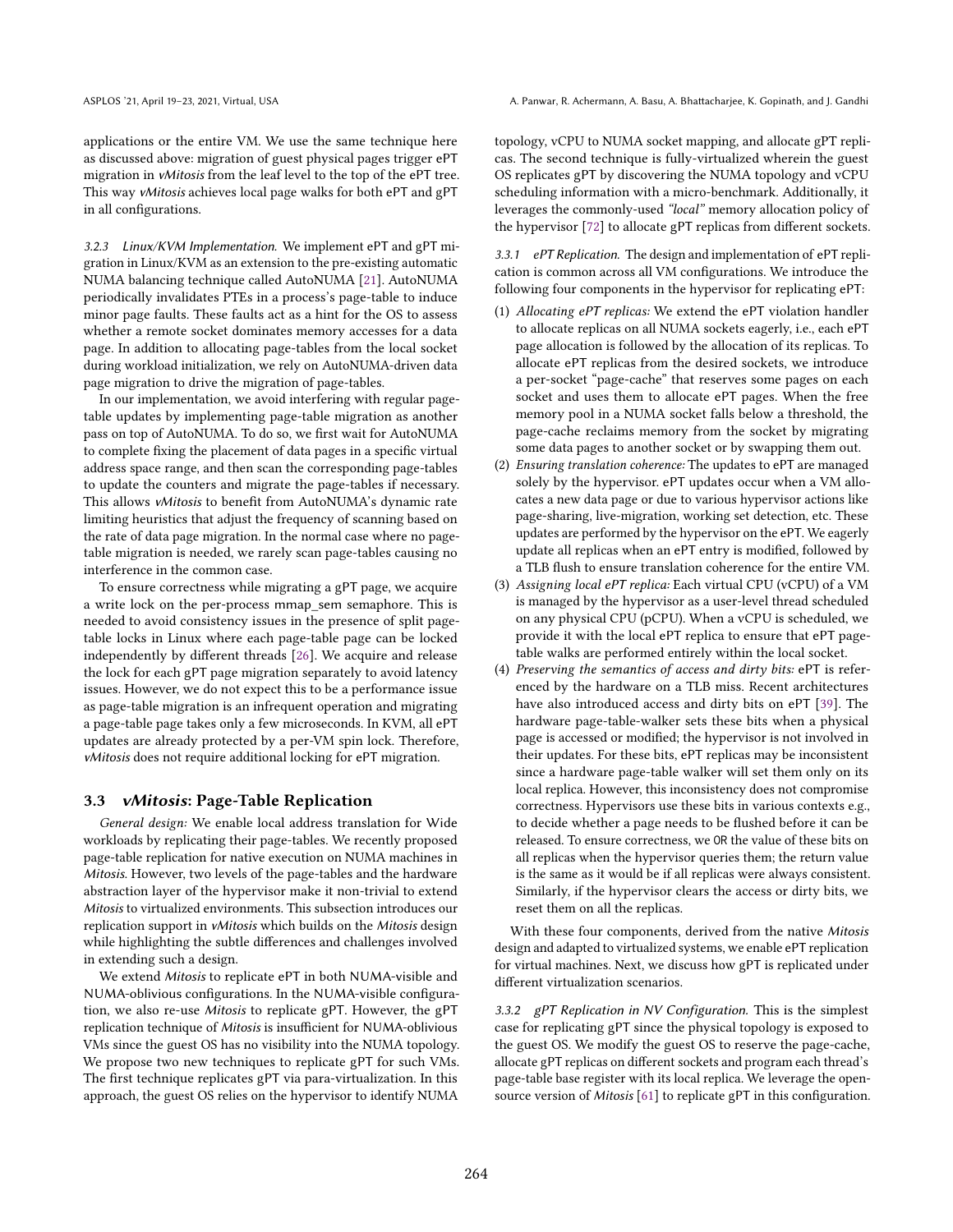applications or the entire VM. We use the same technique here as discussed above: migration of guest physical pages trigger ePT migration in *vMitosis* from the leaf level to the top of the ePT tree. This way *vMitosis* achieves local page walks for both ePT and gPT in all configurations.

*3.2.3 Linux/KVM Implementation.* We implement ePT and gPT migration in Linux/KVM as an extension to the pre-existing automatic NUMA balancing technique called AutoNUMA [21]. AutoNUMA periodically invalidates PTEs in a process's page-table to induce minor page faults. These faults act as a hint for the OS to assess whether a remote socket dominates memory accesses for a data page. In addition to allocating page-tables from the local socket during workload initialization, we rely on AutoNUMA-driven data page migration to drive the migration of page-tables.

In our implementation, we avoid interfering with regular page-table updates by implementing page-table migration as another pass on top of AutoNUMA. To do so, we first wait for AutoNUMA to complete fixing the placement of data pages in a specific virtual address space range, and then scan the corresponding page-tables to update the counters and migrate the page-tables if necessary. This allows *vMitosis* to benefit from AutoNUMA's dynamic rate limiting heuristics that adjust the frequency of scanning based on the rate of data page migration. In the normal case where no page-table migration is needed, we rarely scan page-tables causing no interference in the common case.

To ensure correctness while migrating a gPT page, we acquire a write lock on the per-process mmap_sem semaphore. This is needed to avoid consistency issues in the presence of split page-table locks in Linux where each page-table page can be locked independently by different threads [26]. We acquire and release the lock for each gPT page migration separately to avoid latency issues. However, we do not expect this to be a performance issue as page-table migration is an infrequent operation and migrating a page-table page takes only a few microseconds. In KVM, all ePT updates are already protected by a per-VM spin lock. Therefore, *vMitosis* does not require additional locking for ePT migration.

### 3.3 *vMitosis*: Page-Table Replication

*General design:* We enable local address translation for Wide workloads by replicating their page-tables. We recently proposed page-table replication for native execution on NUMA machines in *Mitosis*. However, two levels of the page-tables and the hardware abstraction layer of the hypervisor make it non-trivial to extend *Mitosis* to virtualized environments. This subsection introduces our replication support in *vMitosis* which builds on the *Mitosis* design while highlighting the subtle differences and challenges involved in extending such a design.

We extend *Mitosis* to replicate ePT in both NUMA-visible and NUMA-oblivious configurations. In the NUMA-visible configuration, we also re-use *Mitosis* to replicate gPT. However, the gPT replication technique of *Mitosis* is insufficient for NUMA-oblivious VMs since the guest OS has no visibility into the NUMA topology. We propose two new techniques to replicate gPT for such VMs. The first technique replicates gPT via para-virtualization. In this approach, the guest OS relies on the hypervisor to identify NUMA topology, vCPU to NUMA socket mapping, and allocate gPT replicas. The second technique is fully-virtualized wherein the guest OS replicates gPT by discovering the NUMA topology and vCPU scheduling information with a micro-benchmark. Additionally, it leverages the commonly-used *"local"* memory allocation policy of the hypervisor [72] to allocate gPT replicas from different sockets.

*3.3.1 ePT Replication.* The design and implementation of ePT replication is common across all VM configurations. We introduce the following four components in the hypervisor for replicating ePT:

1. *Allocating ePT replicas:* We extend the ePT violation handler to allocate replicas on all NUMA sockets eagerly, i.e., each ePT page allocation is followed by the allocation of its replicas. To allocate ePT replicas from the desired sockets, we introduce a per-socket "page-cache" that reserves some pages on each socket and uses them to allocate ePT pages. When the free memory pool in a NUMA socket falls below a threshold, the page-cache reclaims memory from the socket by migrating some data pages to another socket or by swapping them out.
2. *Ensuring translation coherence:* The updates to ePT are managed solely by the hypervisor. ePT updates occur when a VM allocates a new data page or due to various hypervisor actions like page-sharing, live-migration, working set detection, etc. These updates are performed by the hypervisor on the ePT. We eagerly update all replicas when an ePT entry is modified, followed by a TLB flush to ensure translation coherence for the entire VM.
3. *Assigning local ePT replica:* Each virtual CPU (vCPU) of a VM is managed by the hypervisor as a user-level thread scheduled on any physical CPU (pCPU). When a vCPU is scheduled, we provide it with the local ePT replica to ensure that ePT page-table walks are performed entirely within the local socket.
4. *Preserving the semantics of access and dirty bits:* ePT is referenced by the hardware on a TLB miss. Recent architectures have also introduced access and dirty bits on ePT [39]. The hardware page-table-walker sets these bits when a physical page is accessed or modified; the hypervisor is not involved in their updates. For these bits, ePT replicas may be inconsistent since a hardware page-table walker will set them only on its local replica. However, this inconsistency does not compromise correctness. Hypervisors use these bits in various contexts e.g., to decide whether a page needs to be flushed before it can be released. To ensure correctness, we `OR` the value of these bits on all replicas when the hypervisor queries them; the return value is the same as it would be if all replicas were always consistent. Similarly, if the hypervisor clears the access or dirty bits, we reset them on all the replicas.

With these four components, derived from the native *Mitosis* design and adapted to virtualized systems, we enable ePT replication for virtual machines. Next, we discuss how gPT is replicated under different virtualization scenarios.

*3.3.2 gPT Replication in NV Configuration.* This is the simplest case for replicating gPT since the physical topology is exposed to the guest OS. We modify the guest OS to reserve the page-cache, allocate gPT replicas on different sockets and program each thread's page-table base register with its local replica. We leverage the open-source version of *Mitosis* [61] to replicate gPT in this configuration.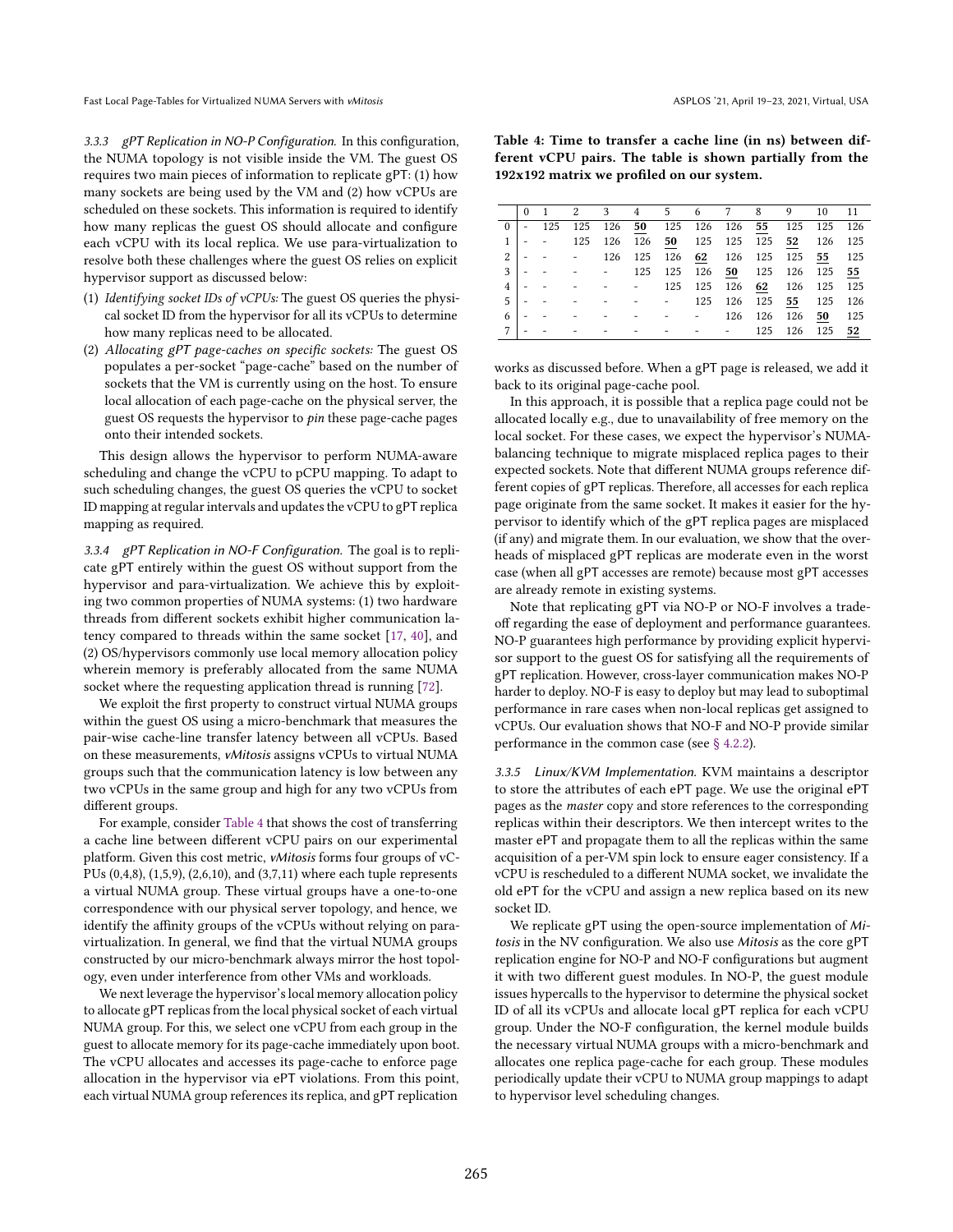#### 3.3.3 gPT Replication in NO-P Configuration.

In this configuration, the NUMA topology is not visible inside the VM. The guest OS requires two main pieces of information to replicate gPT: (1) how many sockets are being used by the VM and (2) how vCPUs are scheduled on these sockets. This information is required to identify how many replicas the guest OS should allocate and configure each vCPU with its local replica. We use para-virtualization to resolve both these challenges where the guest OS relies on explicit hypervisor support as discussed below:

(1) *Identifying socket IDs of vCPUs:* The guest OS queries the physical socket ID from the hypervisor for all its vCPUs to determine how many replicas need to be allocated.

(2) *Allocating gPT page-caches on specific sockets:* The guest OS populates a per-socket "page-cache" based on the number of sockets that the VM is currently using on the host. To ensure local allocation of each page-cache on the physical server, the guest OS requests the hypervisor to *pin* these page-cache pages onto their intended sockets.

This design allows the hypervisor to perform NUMA-aware scheduling and change the vCPU to pCPU mapping. To adapt to such scheduling changes, the guest OS queries the vCPU to socket ID mapping at regular intervals and updates the vCPU to gPT replica mapping as required.

#### 3.3.4 gPT Replication in NO-F Configuration.

The goal is to replicate gPT entirely within the guest OS without support from the hypervisor and para-virtualization. We achieve this by exploiting two common properties of NUMA systems: (1) two hardware threads from different sockets exhibit higher communication latency compared to threads within the same socket [17, 40], and (2) OS/hypervisors commonly use local memory allocation policy wherein memory is preferably allocated from the same NUMA socket where the requesting application thread is running [72].

We exploit the first property to construct virtual NUMA groups within the guest OS using a micro-benchmark that measures the pair-wise cache-line transfer latency between all vCPUs. Based on these measurements, *vMitosis* assigns vCPUs to virtual NUMA groups such that the communication latency is low between any two vCPUs in the same group and high for any two vCPUs from different groups.

For example, consider Table 4 that shows the cost of transferring a cache line between different vCPU pairs on our experimental platform. Given this cost metric, *vMitosis* forms four groups of vCPUs (0,4,8), (1,5,9), (2,6,10), and (3,7,11) where each tuple represents a virtual NUMA group. These virtual groups have a one-to-one correspondence with our physical server topology, and hence, we identify the affinity groups of the vCPUs without relying on para-virtualization. In general, we find that the virtual NUMA groups constructed by our micro-benchmark always mirror the host topology, even under interference from other VMs and workloads.

We next leverage the hypervisor's local memory allocation policy to allocate gPT replicas from the local physical socket of each virtual NUMA group. For this, we select one vCPU from each group in the guest to allocate memory for its page-cache immediately upon boot. The vCPU allocates and accesses its page-cache to enforce page allocation in the hypervisor via ePT violations. From this point, each virtual NUMA group references its replica, and gPT replication works as discussed before. When a gPT page is released, we add it back to its original page-cache pool.

**Table 4: Time to transfer a cache line (in ns) between different vCPU pairs. The table is shown partially from the 192x192 matrix we profiled on our system.**

| | 0 | 1 | 2 | 3 | 4 | 5 | 6 | 7 | 8 | 9 | 10 | 11 |
|---|---|---|---|---|---|---|---|---|---|---|---|---|
| 0 | - | 125 | 125 | 126 | **50** | 125 | 126 | 126 | **55** | 125 | 125 | 126 |
| 1 | - | - | 125 | 126 | 126 | **50** | 125 | 125 | 125 | **52** | 126 | 125 |
| 2 | - | - | - | 126 | 125 | 126 | **62** | 126 | 125 | 125 | **55** | 125 |
| 3 | - | - | - | - | 125 | 125 | 126 | **50** | 125 | 126 | 125 | **55** |
| 4 | - | - | - | - | - | 125 | 125 | 126 | **62** | 126 | 125 | 125 |
| 5 | - | - | - | - | - | - | 125 | 126 | 125 | **55** | 125 | 126 |
| 6 | - | - | - | - | - | - | - | 126 | 126 | 126 | **50** | 125 |
| 7 | - | - | - | - | - | - | - | - | 125 | 126 | 125 | **52** |

In this approach, it is possible that a replica page could not be allocated locally e.g., due to unavailability of free memory on the local socket. For these cases, we expect the hypervisor's NUMA-balancing technique to migrate misplaced replica pages to their expected sockets. Note that different NUMA groups reference different copies of gPT replicas. Therefore, all accesses for each replica page originate from the same socket. It makes it easier for the hypervisor to identify which of the gPT replica pages are misplaced (if any) and migrate them. In our evaluation, we show that the overheads of misplaced gPT replicas are moderate even in the worst case (when all gPT accesses are remote) because most gPT accesses are already remote in existing systems.

Note that replicating gPT via NO-P or NO-F involves a tradeoff regarding the ease of deployment and performance guarantees. NO-P guarantees high performance by providing explicit hypervisor support to the guest OS for satisfying all the requirements of gPT replication. However, cross-layer communication makes NO-P harder to deploy. NO-F is easy to deploy but may lead to suboptimal performance in rare cases when non-local replicas get assigned to vCPUs. Our evaluation shows that NO-F and NO-P provide similar performance in the common case (see § 4.2.2).

#### 3.3.5 Linux/KVM Implementation.

KVM maintains a descriptor to store the attributes of each ePT page. We use the original ePT pages as the *master* copy and store references to the corresponding replicas within their descriptors. We then intercept writes to the master ePT and propagate them to all the replicas within the same acquisition of a per-VM spin lock to ensure eager consistency. If a vCPU is rescheduled to a different NUMA socket, we invalidate the old ePT for the vCPU and assign a new replica based on its new socket ID.

We replicate gPT using the open-source implementation of *Mitosis* in the NV configuration. We also use *Mitosis* as the core gPT replication engine for NO-P and NO-F configurations but augment it with two different guest modules. In NO-P, the guest module issues hypercalls to the hypervisor to determine the physical socket ID of all its vCPUs and allocate local gPT replica for each vCPU group. Under the NO-F configuration, the kernel module builds the necessary virtual NUMA groups with a micro-benchmark and allocates one replica page-cache for each group. These modules periodically update their vCPU to NUMA group mappings to adapt to hypervisor level scheduling changes.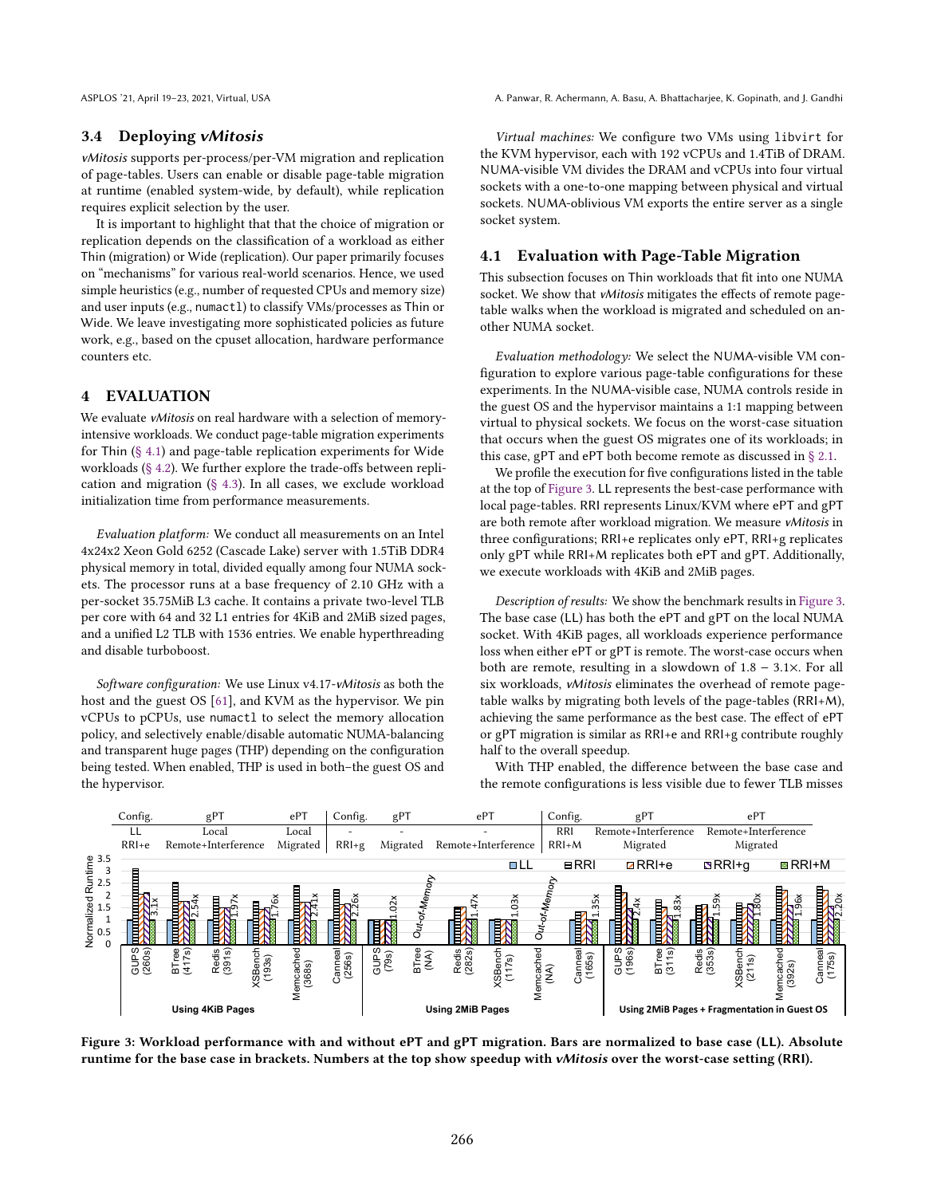### 3.4 Deploying *vMitosis*

*vMitosis* supports per-process/per-VM migration and replication of page-tables. Users can enable or disable page-table migration at runtime (enabled system-wide, by default), while replication requires explicit selection by the user.

It is important to highlight that that the choice of migration or replication depends on the classification of a workload as either Thin (migration) or Wide (replication). Our paper primarily focuses on "mechanisms" for various real-world scenarios. Hence, we used simple heuristics (e.g., number of requested CPUs and memory size) and user inputs (e.g., numactl) to classify VMs/processes as Thin or Wide. We leave investigating more sophisticated policies as future work, e.g., based on the cpuset allocation, hardware performance counters etc.

## 4 EVALUATION

We evaluate *vMitosis* on real hardware with a selection of memory-intensive workloads. We conduct page-table migration experiments for Thin (§ 4.1) and page-table replication experiments for Wide workloads (§ 4.2). We further explore the trade-offs between replication and migration (§ 4.3). In all cases, we exclude workload initialization time from performance measurements.

*Evaluation platform:* We conduct all measurements on an Intel 4x24x2 Xeon Gold 6252 (Cascade Lake) server with 1.5TiB DDR4 physical memory in total, divided equally among four NUMA sockets. The processor runs at a base frequency of 2.10 GHz with a per-socket 35.75MiB L3 cache. It contains a private two-level TLB per core with 64 and 32 L1 entries for 4KiB and 2MiB sized pages, and a unified L2 TLB with 1536 entries. We enable hyperthreading and disable turboboost.

*Software configuration:* We use Linux v4.17-*vMitosis* as both the host and the guest OS [61], and KVM as the hypervisor. We pin vCPUs to pCPUs, use numactl to select the memory allocation policy, and selectively enable/disable automatic NUMA-balancing and transparent huge pages (THP) depending on the configuration being tested. When enabled, THP is used in both–the guest OS and the hypervisor.

*Virtual machines:* We configure two VMs using libvirt for the KVM hypervisor, each with 192 vCPUs and 1.4TiB of DRAM. NUMA-visible VM divides the DRAM and vCPUs into four virtual sockets with a one-to-one mapping between physical and virtual sockets. NUMA-oblivious VM exports the entire server as a single socket system.

### 4.1 Evaluation with Page-Table Migration

This subsection focuses on Thin workloads that fit into one NUMA socket. We show that *vMitosis* mitigates the effects of remote page-table walks when the workload is migrated and scheduled on another NUMA socket.

*Evaluation methodology:* We select the NUMA-visible VM configuration to explore various page-table configurations for these experiments. In the NUMA-visible case, NUMA controls reside in the guest OS and the hypervisor maintains a 1:1 mapping between virtual to physical sockets. We focus on the worst-case situation that occurs when the guest OS migrates one of its workloads; in this case, gPT and ePT both become remote as discussed in § 2.1.

We profile the execution for five configurations listed in the table at the top of Figure 3. LL represents the best-case performance with local page-tables. RRI represents Linux/KVM where ePT and gPT are both remote after workload migration. We measure *vMitosis* in three configurations; RRI+e replicates only ePT, RRI+g replicates only gPT while RRI+M replicates both ePT and gPT. Additionally, we execute workloads with 4KiB and 2MiB pages.

*Description of results:* We show the benchmark results in Figure 3. The base case (LL) has both the ePT and gPT on the local NUMA socket. With 4KiB pages, all workloads experience performance loss when either ePT or gPT is remote. The worst-case occurs when both are remote, resulting in a slowdown of $1.8 - 3.1\times$. For all six workloads, *vMitosis* eliminates the overhead of remote page-table walks by migrating both levels of the page-tables (RRI+M), achieving the same performance as the best case. The effect of ePT or gPT migration is similar as RRI+e and RRI+g contribute roughly half to the overall speedup.

With THP enabled, the difference between the base case and the remote configurations is less visible due to fewer TLB misses

| Config. | gPT | ePT | Config. | gPT | ePT | Config. | gPT | ePT |
|---|---|---|---|---|---|---|---|---|
| LL | Local | Local | - | - | - | RRI | Remote+Interference | Remote+Interference |
| RRI+e | Remote+Interference | Migrated | RRI+g | Migrated | Remote+Interference | RRI+M | Migrated | Migrated |

Figure 3: Workload performance with and without ePT and gPT migration. Bars are normalized to base case (LL). Absolute runtime for the base case in brackets. Numbers at the top show speedup with *vMitosis* over the worst-case setting (RRI).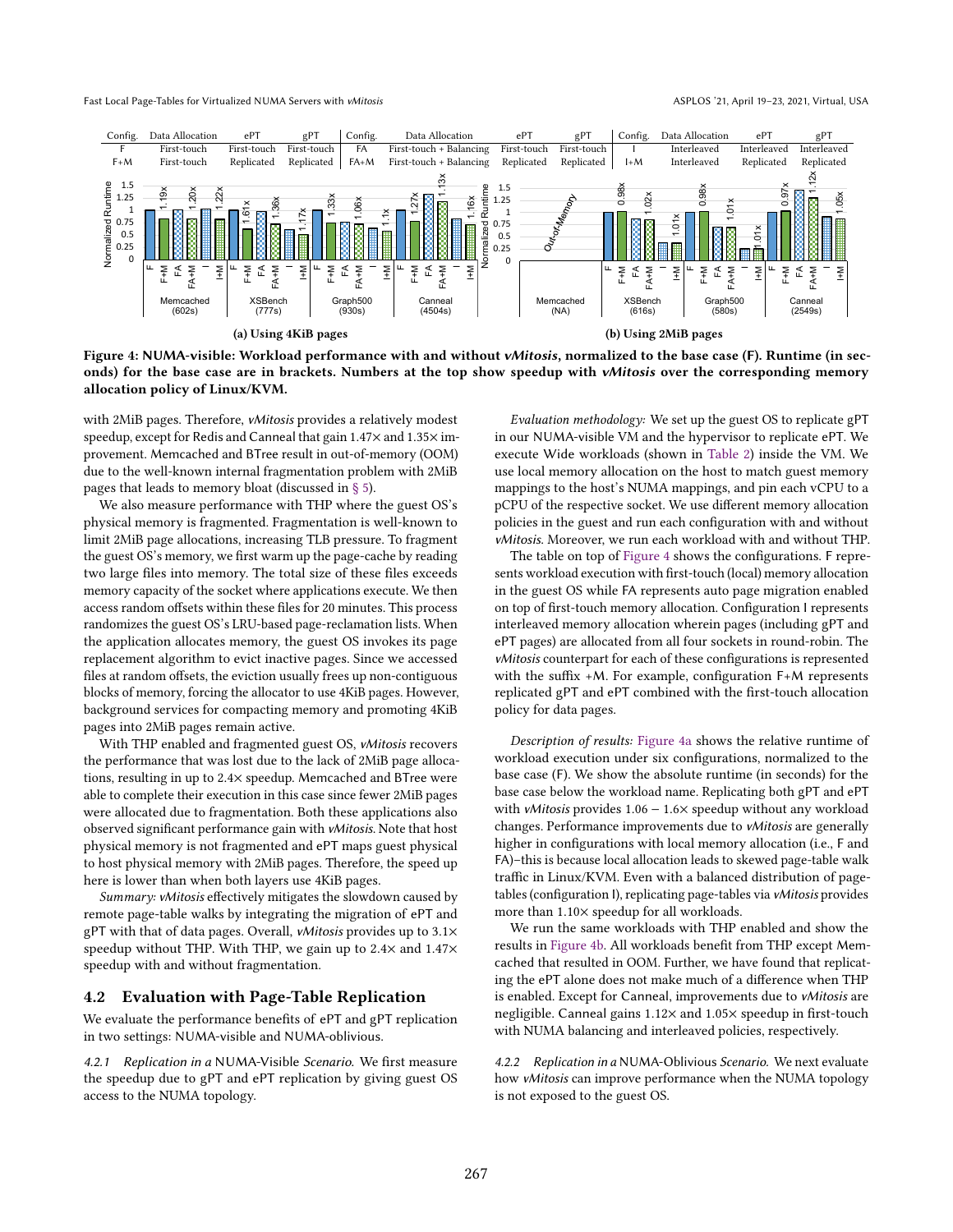| Config. | Data Allocation | ePT | gPT |
|---|---|---|---|
| F | First-touch | First-touch | First-touch |
| F+M | First-touch | Replicated | Replicated |

| Config. | Data Allocation | ePT | gPT |
|---|---|---|---|
| FA | First-touch + Balancing | First-touch | First-touch |
| FA+M | First-touch + Balancing | Replicated | Replicated |

| Config. | Data Allocation | ePT | gPT |
|---|---|---|---|
| I | Interleaved | Interleaved | Interleaved |
| I+M | Interleaved | Replicated | Replicated |

(a) Using 4KiB pages

(b) Using 2MiB pages

**Figure 4: NUMA-visible: Workload performance with and without *vMitosis*, normalized to the base case (F). Runtime (in seconds) for the base case are in brackets. Numbers at the top show speedup with *vMitosis* over the corresponding memory allocation policy of Linux/KVM.**

with 2MiB pages. Therefore, *vMitosis* provides a relatively modest speedup, except for Redis and Canneal that gain 1.47× and 1.35× improvement. Memcached and BTree result in out-of-memory (OOM) due to the well-known internal fragmentation problem with 2MiB pages that leads to memory bloat (discussed in § 5).

We also measure performance with THP where the guest OS's physical memory is fragmented. Fragmentation is well-known to limit 2MiB page allocations, increasing TLB pressure. To fragment the guest OS's memory, we first warm up the page-cache by reading two large files into memory. The total size of these files exceeds memory capacity of the socket where applications execute. We then access random offsets within these files for 20 minutes. This process randomizes the guest OS's LRU-based page-reclamation lists. When the application allocates memory, the guest OS invokes its page replacement algorithm to evict inactive pages. Since we accessed files at random offsets, the eviction usually frees up non-contiguous blocks of memory, forcing the allocator to use 4KiB pages. However, background services for compacting memory and promoting 4KiB pages into 2MiB pages remain active.

With THP enabled and fragmented guest OS, *vMitosis* recovers the performance that was lost due to the lack of 2MiB page allocations, resulting in up to 2.4× speedup. Memcached and BTree were able to complete their execution in this case since fewer 2MiB pages were allocated due to fragmentation. Both these applications also observed significant performance gain with *vMitosis*. Note that host physical memory is not fragmented and ePT maps guest physical to host physical memory with 2MiB pages. Therefore, the speed up here is lower than when both layers use 4KiB pages.

*Summary: vMitosis* effectively mitigates the slowdown caused by remote page-table walks by integrating the migration of ePT and gPT with that of data pages. Overall, *vMitosis* provides up to 3.1× speedup without THP. With THP, we gain up to 2.4× and 1.47× speedup with and without fragmentation.

## 4.2 Evaluation with Page-Table Replication

We evaluate the performance benefits of ePT and gPT replication in two settings: NUMA-visible and NUMA-oblivious.

*4.2.1 Replication in a* NUMA-Visible *Scenario.* We first measure the speedup due to gPT and ePT replication by giving guest OS access to the NUMA topology.

*Evaluation methodology:* We set up the guest OS to replicate gPT in our NUMA-visible VM and the hypervisor to replicate ePT. We execute Wide workloads (shown in Table 2) inside the VM. We use local memory allocation on the host to match guest memory mappings to the host's NUMA mappings, and pin each vCPU to a pCPU of the respective socket. We use different memory allocation policies in the guest and run each configuration with and without *vMitosis*. Moreover, we run each workload with and without THP.

The table on top of Figure 4 shows the configurations. F represents workload execution with first-touch (local) memory allocation in the guest OS while FA represents auto page migration enabled on top of first-touch memory allocation. Configuration I represents interleaved memory allocation wherein pages (including gPT and ePT pages) are allocated from all four sockets in round-robin. The *vMitosis* counterpart for each of these configurations is represented with the suffix +M. For example, configuration F+M represents replicated gPT and ePT combined with the first-touch allocation policy for data pages.

*Description of results:* Figure 4a shows the relative runtime of workload execution under six configurations, normalized to the base case (F). We show the absolute runtime (in seconds) for the base case below the workload name. Replicating both gPT and ePT with *vMitosis* provides 1.06 − 1.6× speedup without any workload changes. Performance improvements due to *vMitosis* are generally higher in configurations with local memory allocation (i.e., F and FA)–this is because local allocation leads to skewed page-table walk traffic in Linux/KVM. Even with a balanced distribution of page-tables (configuration I), replicating page-tables via *vMitosis* provides more than 1.10× speedup for all workloads.

We run the same workloads with THP enabled and show the results in Figure 4b. All workloads benefit from THP except Memcached that resulted in OOM. Further, we have found that replicating the ePT alone does not make much of a difference when THP is enabled. Except for Canneal, improvements due to *vMitosis* are negligible. Canneal gains 1.12× and 1.05× speedup in first-touch with NUMA balancing and interleaved policies, respectively.

*4.2.2 Replication in a* NUMA-Oblivious *Scenario.* We next evaluate how *vMitosis* can improve performance when the NUMA topology is not exposed to the guest OS.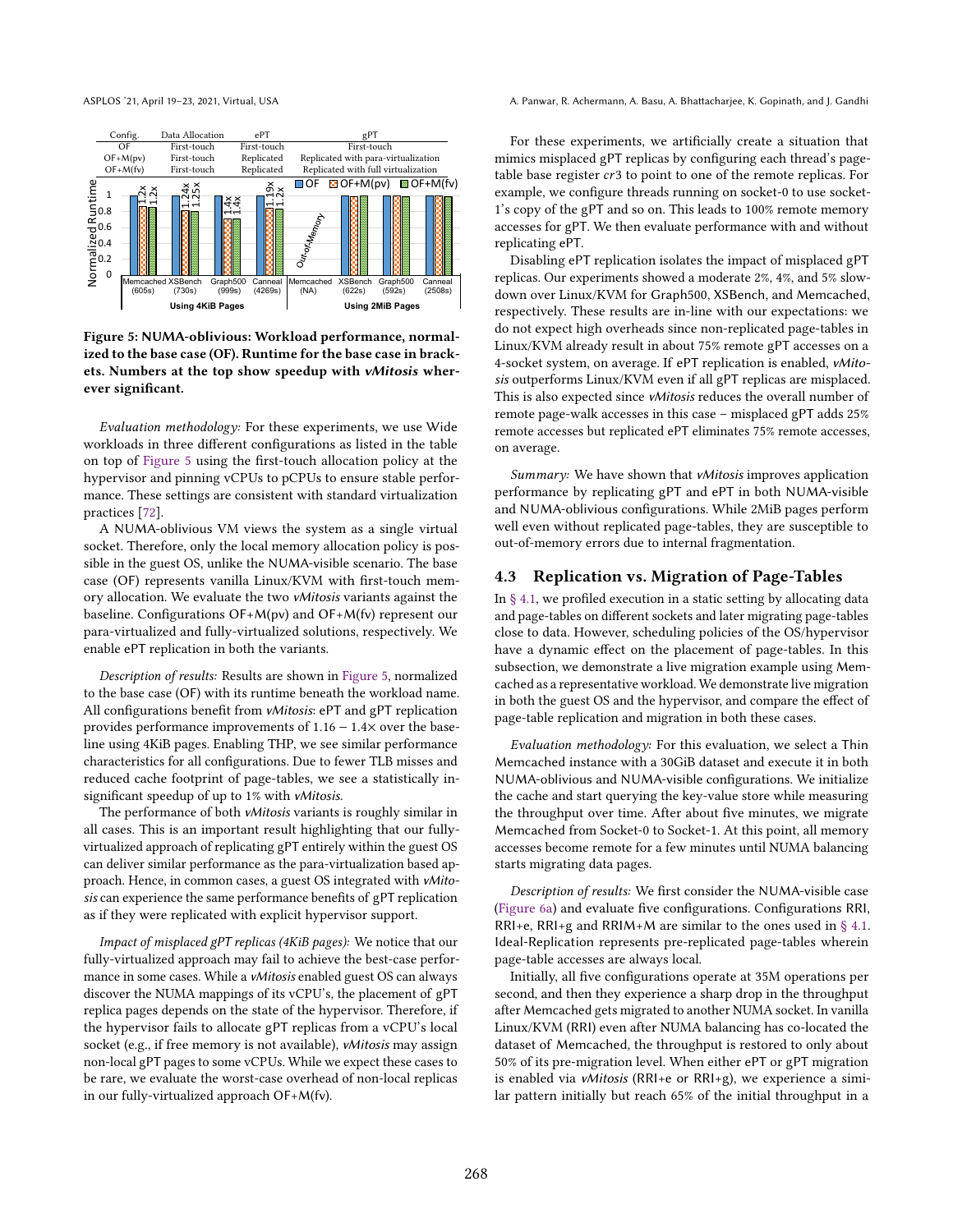| Config. | Data Allocation | ePT | gPT |
|---|---|---|---|
| OF | First-touch | First-touch | First-touch |
| OF+M(pv) | First-touch | Replicated | Replicated with para-virtualization |
| OF+M(fv) | First-touch | Replicated | Replicated with full virtualization |

Figure 5: NUMA-oblivious: Workload performance, normalized to the base case (OF). Runtime for the base case in brackets. Numbers at the top show speedup with *vMitosis* wherever significant.

*Evaluation methodology:* For these experiments, we use Wide workloads in three different configurations as listed in the table on top of Figure 5 using the first-touch allocation policy at the hypervisor and pinning vCPUs to pCPUs to ensure stable performance. These settings are consistent with standard virtualization practices [72].

A NUMA-oblivious VM views the system as a single virtual socket. Therefore, only the local memory allocation policy is possible in the guest OS, unlike the NUMA-visible scenario. The base case (OF) represents vanilla Linux/KVM with first-touch memory allocation. We evaluate the two *vMitosis* variants against the baseline. Configurations OF+M(pv) and OF+M(fv) represent our para-virtualized and fully-virtualized solutions, respectively. We enable ePT replication in both the variants.

*Description of results:* Results are shown in Figure 5, normalized to the base case (OF) with its runtime beneath the workload name. All configurations benefit from *vMitosis*: ePT and gPT replication provides performance improvements of $1.16 - 1.4\times$ over the baseline using 4KiB pages. Enabling THP, we see similar performance characteristics for all configurations. Due to fewer TLB misses and reduced cache footprint of page-tables, we see a statistically insignificant speedup of up to 1% with *vMitosis*.

The performance of both *vMitosis* variants is roughly similar in all cases. This is an important result highlighting that our fully-virtualized approach of replicating gPT entirely within the guest OS can deliver similar performance as the para-virtualization based approach. Hence, in common cases, a guest OS integrated with *vMitosis* can experience the same performance benefits of gPT replication as if they were replicated with explicit hypervisor support.

*Impact of misplaced gPT replicas (4KiB pages):* We notice that our fully-virtualized approach may fail to achieve the best-case performance in some cases. While a *vMitosis* enabled guest OS can always discover the NUMA mappings of its vCPU's, the placement of gPT replica pages depends on the state of the hypervisor. Therefore, if the hypervisor fails to allocate gPT replicas from a vCPU's local socket (e.g., if free memory is not available), *vMitosis* may assign non-local gPT pages to some vCPUs. While we expect these cases to be rare, we evaluate the worst-case overhead of non-local replicas in our fully-virtualized approach OF+M(fv).

For these experiments, we artificially create a situation that mimics misplaced gPT replicas by configuring each thread's page-table base register *cr*3 to point to one of the remote replicas. For example, we configure threads running on socket-0 to use socket-1's copy of the gPT and so on. This leads to 100% remote memory accesses for gPT. We then evaluate performance with and without replicating ePT.

Disabling ePT replication isolates the impact of misplaced gPT replicas. Our experiments showed a moderate 2%, 4%, and 5% slowdown over Linux/KVM for Graph500, XSBench, and Memcached, respectively. These results are in-line with our expectations: we do not expect high overheads since non-replicated page-tables in Linux/KVM already result in about 75% remote gPT accesses on a 4-socket system, on average. If ePT replication is enabled, *vMitosis* outperforms Linux/KVM even if all gPT replicas are misplaced. This is also expected since *vMitosis* reduces the overall number of remote page-walk accesses in this case – misplaced gPT adds 25% remote accesses but replicated ePT eliminates 75% remote accesses, on average.

*Summary:* We have shown that *vMitosis* improves application performance by replicating gPT and ePT in both NUMA-visible and NUMA-oblivious configurations. While 2MiB pages perform well even without replicated page-tables, they are susceptible to out-of-memory errors due to internal fragmentation.

## 4.3 Replication vs. Migration of Page-Tables

In § 4.1, we profiled execution in a static setting by allocating data and page-tables on different sockets and later migrating page-tables close to data. However, scheduling policies of the OS/hypervisor have a dynamic effect on the placement of page-tables. In this subsection, we demonstrate a live migration example using Memcached as a representative workload. We demonstrate live migration in both the guest OS and the hypervisor, and compare the effect of page-table replication and migration in both these cases.

*Evaluation methodology:* For this evaluation, we select a Thin Memcached instance with a 30GiB dataset and execute it in both NUMA-oblivious and NUMA-visible configurations. We initialize the cache and start querying the key-value store while measuring the throughput over time. After about five minutes, we migrate Memcached from Socket-0 to Socket-1. At this point, all memory accesses become remote for a few minutes until NUMA balancing starts migrating data pages.

*Description of results:* We first consider the NUMA-visible case (Figure 6a) and evaluate five configurations. Configurations RRI, RRI+e, RRI+g and RRIM+M are similar to the ones used in § 4.1. Ideal-Replication represents pre-replicated page-tables wherein page-table accesses are always local.

Initially, all five configurations operate at 35M operations per second, and then they experience a sharp drop in the throughput after Memcached gets migrated to another NUMA socket. In vanilla Linux/KVM (RRI) even after NUMA balancing has co-located the dataset of Memcached, the throughput is restored to only about 50% of its pre-migration level. When either ePT or gPT migration is enabled via *vMitosis* (RRI+e or RRI+g), we experience a similar pattern initially but reach 65% of the initial throughput in a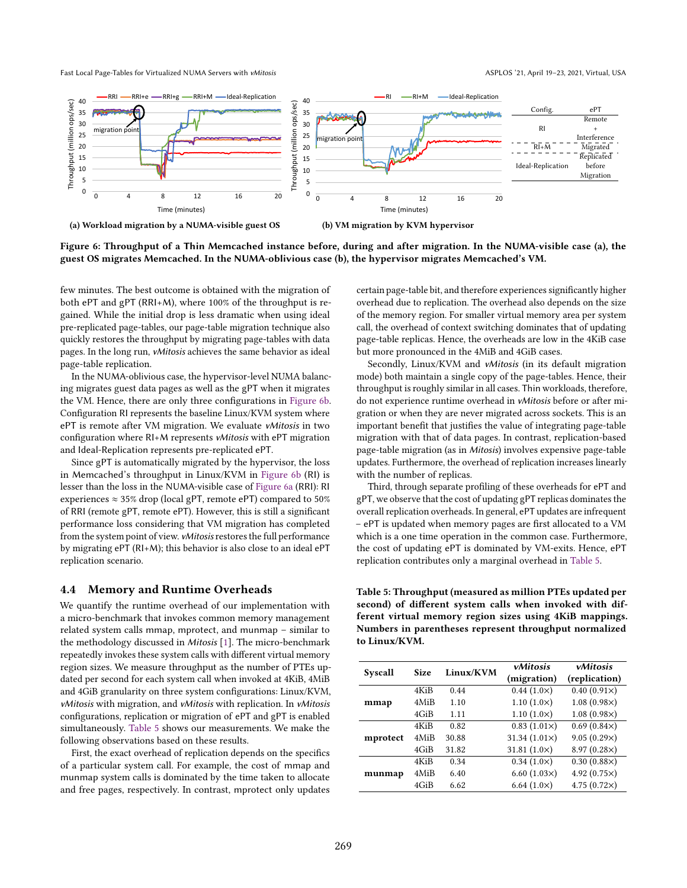| Config. | ePT |
| --- | --- |
| RI | Remote + Interference |
| RI+M | Migrated |
| Ideal-Replication | Replicated before Migration |

(a) Workload migration by a NUMA-visible guest OS

(b) VM migration by KVM hypervisor

**Figure 6: Throughput of a Thin Memcached instance before, during and after migration. In the NUMA-visible case (a), the guest OS migrates Memcached. In the NUMA-oblivious case (b), the hypervisor migrates Memcached's VM.**

few minutes. The best outcome is obtained with the migration of both ePT and gPT (RRI+M), where 100% of the throughput is regained. While the initial drop is less dramatic when using ideal pre-replicated page-tables, our page-table migration technique also quickly restores the throughput by migrating page-tables with data pages. In the long run, *vMitosis* achieves the same behavior as ideal page-table replication.

In the NUMA-oblivious case, the hypervisor-level NUMA balancing migrates guest data pages as well as the gPT when it migrates the VM. Hence, there are only three configurations in Figure 6b. Configuration RI represents the baseline Linux/KVM system where ePT is remote after VM migration. We evaluate *vMitosis* in two configuration where RI+M represents *vMitosis* with ePT migration and Ideal-Replication represents pre-replicated ePT.

Since gPT is automatically migrated by the hypervisor, the loss in Memcached's throughput in Linux/KVM in Figure 6b (RI) is lesser than the loss in the NUMA-visible case of Figure 6a (RRI): RI experiences ≈ 35% drop (local gPT, remote ePT) compared to 50% of RRI (remote gPT, remote ePT). However, this is still a significant performance loss considering that VM migration has completed from the system point of view. *vMitosis* restores the full performance by migrating ePT (RI+M); this behavior is also close to an ideal ePT replication scenario.

## 4.4 Memory and Runtime Overheads

We quantify the runtime overhead of our implementation with a micro-benchmark that invokes common memory management related system calls mmap, mprotect, and munmap – similar to the methodology discussed in *Mitosis* [1]. The micro-benchmark repeatedly invokes these system calls with different virtual memory region sizes. We measure throughput as the number of PTEs updated per second for each system call when invoked at 4KiB, 4MiB and 4GiB granularity on three system configurations: Linux/KVM, *vMitosis* with migration, and *vMitosis* with replication. In *vMitosis* configurations, replication or migration of ePT and gPT is enabled simultaneously. Table 5 shows our measurements. We make the following observations based on these results.

First, the exact overhead of replication depends on the specifics of a particular system call. For example, the cost of mmap and munmap system calls is dominated by the time taken to allocate and free pages, respectively. In contrast, mprotect only updates certain page-table bit, and therefore experiences significantly higher overhead due to replication. The overhead also depends on the size of the memory region. For smaller virtual memory area per system call, the overhead of context switching dominates that of updating page-table replicas. Hence, the overheads are low in the 4KiB case but more pronounced in the 4MiB and 4GiB cases.

Secondly, Linux/KVM and *vMitosis* (in its default migration mode) both maintain a single copy of the page-tables. Hence, their throughput is roughly similar in all cases. Thin workloads, therefore, do not experience runtime overhead in *vMitosis* before or after migration or when they are never migrated across sockets. This is an important benefit that justifies the value of integrating page-table migration with that of data pages. In contrast, replication-based page-table migration (as in *Mitosis*) involves expensive page-table updates. Furthermore, the overhead of replication increases linearly with the number of replicas.

Third, through separate profiling of these overheads for ePT and gPT, we observe that the cost of updating gPT replicas dominates the overall replication overheads. In general, ePT updates are infrequent – ePT is updated when memory pages are first allocated to a VM which is a one time operation in the common case. Furthermore, the cost of updating ePT is dominated by VM-exits. Hence, ePT replication contributes only a marginal overhead in Table 5.

**Table 5: Throughput (measured as million PTEs updated per second) of different system calls when invoked with different virtual memory region sizes using 4KiB mappings. Numbers in parentheses represent throughput normalized to Linux/KVM.**

| Syscall | Size | Linux/KVM | *vMitosis* (migration) | *vMitosis* (replication) |
| --- | --- | --- | --- | --- |
| **mmap** | 4KiB | 0.44 | 0.44 (1.0×) | 0.40 (0.91×) |
| | 4MiB | 1.10 | 1.10 (1.0×) | 1.08 (0.98×) |
| | 4GiB | 1.11 | 1.10 (1.0×) | 1.08 (0.98×) |
| **mprotect** | 4KiB | 0.82 | 0.83 (1.01×) | 0.69 (0.84×) |
| | 4MiB | 30.88 | 31.34 (1.01×) | 9.05 (0.29×) |
| | 4GiB | 31.82 | 31.81 (1.0×) | 8.97 (0.28×) |
| **munmap** | 4KiB | 0.34 | 0.34 (1.0×) | 0.30 (0.88×) |
| | 4MiB | 6.40 | 6.60 (1.03×) | 4.92 (0.75×) |
| | 4GiB | 6.62 | 6.64 (1.0×) | 4.75 (0.72×) |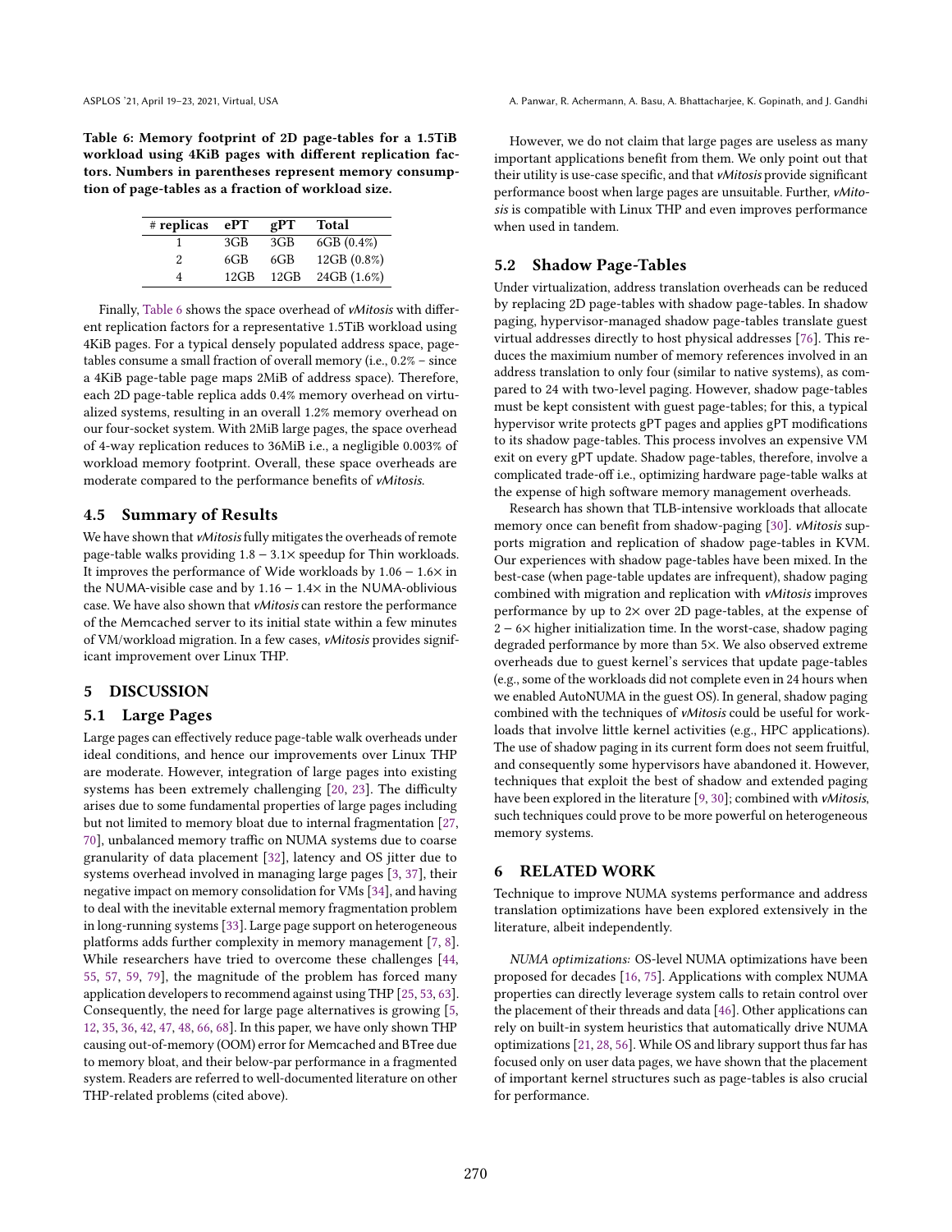**Table 6: Memory footprint of 2D page-tables for a 1.5TiB workload using 4KiB pages with different replication factors. Numbers in parentheses represent memory consumption of page-tables as a fraction of workload size.**

| # replicas | ePT | gPT | Total |
|---|---|---|---|
| 1 | 3GB | 3GB | 6GB (0.4%) |
| 2 | 6GB | 6GB | 12GB (0.8%) |
| 4 | 12GB | 12GB | 24GB (1.6%) |

Finally, Table 6 shows the space overhead of *vMitosis* with different replication factors for a representative 1.5TiB workload using 4KiB pages. For a typical densely populated address space, page-tables consume a small fraction of overall memory (i.e., 0.2% – since a 4KiB page-table page maps 2MiB of address space). Therefore, each 2D page-table replica adds 0.4% memory overhead on virtualized systems, resulting in an overall 1.2% memory overhead on our four-socket system. With 2MiB large pages, the space overhead of 4-way replication reduces to 36MiB i.e., a negligible 0.003% of workload memory footprint. Overall, these space overheads are moderate compared to the performance benefits of *vMitosis*.

### 4.5 Summary of Results

We have shown that *vMitosis* fully mitigates the overheads of remote page-table walks providing $1.8 - 3.1\times$ speedup for Thin workloads. It improves the performance of Wide workloads by $1.06 - 1.6\times$ in the NUMA-visible case and by $1.16 - 1.4\times$ in the NUMA-oblivious case. We have also shown that *vMitosis* can restore the performance of the Memcached server to its initial state within a few minutes of VM/workload migration. In a few cases, *vMitosis* provides significant improvement over Linux THP.

## 5 DISCUSSION

### 5.1 Large Pages

Large pages can effectively reduce page-table walk overheads under ideal conditions, and hence our improvements over Linux THP are moderate. However, integration of large pages into existing systems has been extremely challenging [20, 23]. The difficulty arises due to some fundamental properties of large pages including but not limited to memory bloat due to internal fragmentation [27, 70], unbalanced memory traffic on NUMA systems due to coarse granularity of data placement [32], latency and OS jitter due to systems overhead involved in managing large pages [3, 37], their negative impact on memory consolidation for VMs [34], and having to deal with the inevitable external memory fragmentation problem in long-running systems [33]. Large page support on heterogeneous platforms adds further complexity in memory management [7, 8]. While researchers have tried to overcome these challenges [44, 55, 57, 59, 79], the magnitude of the problem has forced many application developers to recommend against using THP [25, 53, 63]. Consequently, the need for large page alternatives is growing [5, 12, 35, 36, 42, 47, 48, 66, 68]. In this paper, we have only shown THP causing out-of-memory (OOM) error for Memcached and BTree due to memory bloat, and their below-par performance in a fragmented system. Readers are referred to well-documented literature on other THP-related problems (cited above).

However, we do not claim that large pages are useless as many important applications benefit from them. We only point out that their utility is use-case specific, and that *vMitosis* provide significant performance boost when large pages are unsuitable. Further, *vMitosis* is compatible with Linux THP and even improves performance when used in tandem.

### 5.2 Shadow Page-Tables

Under virtualization, address translation overheads can be reduced by replacing 2D page-tables with shadow page-tables. In shadow paging, hypervisor-managed shadow page-tables translate guest virtual addresses directly to host physical addresses [76]. This reduces the maximium number of memory references involved in an address translation to only four (similar to native systems), as compared to 24 with two-level paging. However, shadow page-tables must be kept consistent with guest page-tables; for this, a typical hypervisor write protects gPT pages and applies gPT modifications to its shadow page-tables. This process involves an expensive VM exit on every gPT update. Shadow page-tables, therefore, involve a complicated trade-off i.e., optimizing hardware page-table walks at the expense of high software memory management overheads.

Research has shown that TLB-intensive workloads that allocate memory once can benefit from shadow-paging [30]. *vMitosis* supports migration and replication of shadow page-tables in KVM. Our experiences with shadow page-tables have been mixed. In the best-case (when page-table updates are infrequent), shadow paging combined with migration and replication with *vMitosis* improves performance by up to $2\times$ over 2D page-tables, at the expense of $2 - 6\times$ higher initialization time. In the worst-case, shadow paging degraded performance by more than $5\times$. We also observed extreme overheads due to guest kernel's services that update page-tables (e.g., some of the workloads did not complete even in 24 hours when we enabled AutoNUMA in the guest OS). In general, shadow paging combined with the techniques of *vMitosis* could be useful for workloads that involve little kernel activities (e.g., HPC applications). The use of shadow paging in its current form does not seem fruitful, and consequently some hypervisors have abandoned it. However, techniques that exploit the best of shadow and extended paging have been explored in the literature [9, 30]; combined with *vMitosis*, such techniques could prove to be more powerful on heterogeneous memory systems.

## 6 RELATED WORK

Technique to improve NUMA systems performance and address translation optimizations have been explored extensively in the literature, albeit independently.

*NUMA optimizations:* OS-level NUMA optimizations have been proposed for decades [16, 75]. Applications with complex NUMA properties can directly leverage system calls to retain control over the placement of their threads and data [46]. Other applications can rely on built-in system heuristics that automatically drive NUMA optimizations [21, 28, 56]. While OS and library support thus far has focused only on user data pages, we have shown that the placement of important kernel structures such as page-tables is also crucial for performance.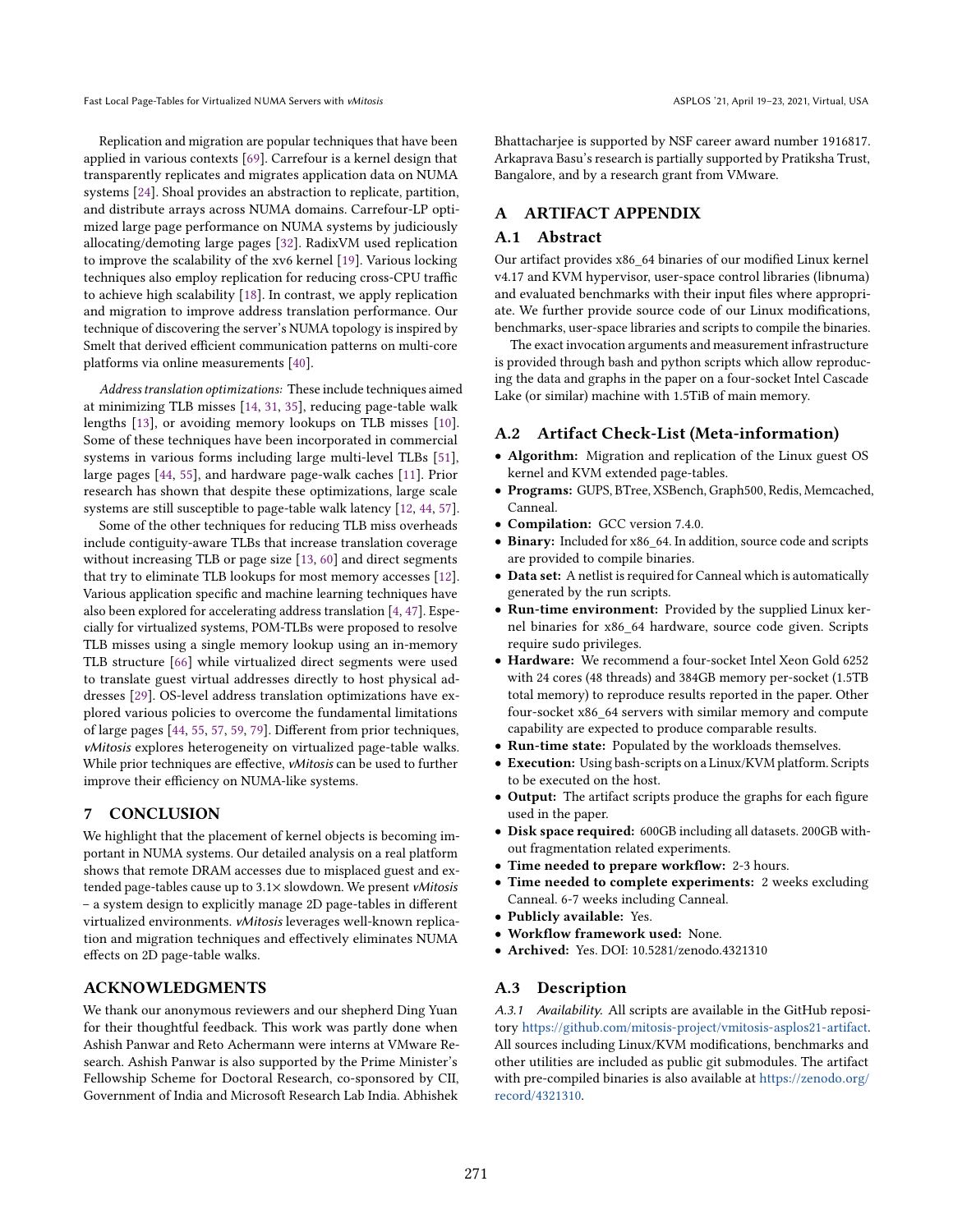Replication and migration are popular techniques that have been applied in various contexts [69]. Carrefour is a kernel design that transparently replicates and migrates application data on NUMA systems [24]. Shoal provides an abstraction to replicate, partition, and distribute arrays across NUMA domains. Carrefour-LP optimized large page performance on NUMA systems by judiciously allocating/demoting large pages [32]. RadixVM used replication to improve the scalability of the xv6 kernel [19]. Various locking techniques also employ replication for reducing cross-CPU traffic to achieve high scalability [18]. In contrast, we apply replication and migration to improve address translation performance. Our technique of discovering the server's NUMA topology is inspired by Smelt that derived efficient communication patterns on multi-core platforms via online measurements [40].

*Address translation optimizations:* These include techniques aimed at minimizing TLB misses [14, 31, 35], reducing page-table walk lengths [13], or avoiding memory lookups on TLB misses [10]. Some of these techniques have been incorporated in commercial systems in various forms including large multi-level TLBs [51], large pages [44, 55], and hardware page-walk caches [11]. Prior research has shown that despite these optimizations, large scale systems are still susceptible to page-table walk latency [12, 44, 57].

Some of the other techniques for reducing TLB miss overheads include contiguity-aware TLBs that increase translation coverage without increasing TLB or page size [13, 60] and direct segments that try to eliminate TLB lookups for most memory accesses [12]. Various application specific and machine learning techniques have also been explored for accelerating address translation [4, 47]. Especially for virtualized systems, POM-TLBs were proposed to resolve TLB misses using a single memory lookup using an in-memory TLB structure [66] while virtualized direct segments were used to translate guest virtual addresses directly to host physical addresses [29]. OS-level address translation optimizations have explored various policies to overcome the fundamental limitations of large pages [44, 55, 57, 59, 79]. Different from prior techniques, *vMitosis* explores heterogeneity on virtualized page-table walks. While prior techniques are effective, *vMitosis* can be used to further improve their efficiency on NUMA-like systems.

# 7 CONCLUSION

We highlight that the placement of kernel objects is becoming important in NUMA systems. Our detailed analysis on a real platform shows that remote DRAM accesses due to misplaced guest and extended page-tables cause up to 3.1× slowdown. We present *vMitosis* – a system design to explicitly manage 2D page-tables in different virtualized environments. *vMitosis* leverages well-known replication and migration techniques and effectively eliminates NUMA effects on 2D page-table walks.

# ACKNOWLEDGMENTS

We thank our anonymous reviewers and our shepherd Ding Yuan for their thoughtful feedback. This work was partly done when Ashish Panwar and Reto Achermann were interns at VMware Research. Ashish Panwar is also supported by the Prime Minister's Fellowship Scheme for Doctoral Research, co-sponsored by CII, Government of India and Microsoft Research Lab India. Abhishek Bhattacharjee is supported by NSF career award number 1916817. Arkaprava Basu's research is partially supported by Pratiksha Trust, Bangalore, and by a research grant from VMware.

# A ARTIFACT APPENDIX

## A.1 Abstract

Our artifact provides x86_64 binaries of our modified Linux kernel v4.17 and KVM hypervisor, user-space control libraries (libnuma) and evaluated benchmarks with their input files where appropriate. We further provide source code of our Linux modifications, benchmarks, user-space libraries and scripts to compile the binaries.

The exact invocation arguments and measurement infrastructure is provided through bash and python scripts which allow reproducing the data and graphs in the paper on a four-socket Intel Cascade Lake (or similar) machine with 1.5TiB of main memory.

## A.2 Artifact Check-List (Meta-information)

- **Algorithm:** Migration and replication of the Linux guest OS kernel and KVM extended page-tables.
- **Programs:** GUPS, BTree, XSBench, Graph500, Redis, Memcached, Canneal.
- **Compilation:** GCC version 7.4.0.
- **Binary:** Included for x86_64. In addition, source code and scripts are provided to compile binaries.
- **Data set:** A netlist is required for Canneal which is automatically generated by the run scripts.
- **Run-time environment:** Provided by the supplied Linux kernel binaries for x86_64 hardware, source code given. Scripts require sudo privileges.
- **Hardware:** We recommend a four-socket Intel Xeon Gold 6252 with 24 cores (48 threads) and 384GB memory per-socket (1.5TB total memory) to reproduce results reported in the paper. Other four-socket x86_64 servers with similar memory and compute capability are expected to produce comparable results.
- **Run-time state:** Populated by the workloads themselves.
- **Execution:** Using bash-scripts on a Linux/KVM platform. Scripts to be executed on the host.
- **Output:** The artifact scripts produce the graphs for each figure used in the paper.
- **Disk space required:** 600GB including all datasets. 200GB without fragmentation related experiments.
- **Time needed to prepare workflow:** 2-3 hours.
- **Time needed to complete experiments:** 2 weeks excluding Canneal. 6-7 weeks including Canneal.
- **Publicly available:** Yes.
- **Workflow framework used:** None.
- **Archived:** Yes. DOI: 10.5281/zenodo.4321310

## A.3 Description

*A.3.1 Availability.* All scripts are available in the GitHub repository https://github.com/mitosis-project/vmitosis-asplos21-artifact. All sources including Linux/KVM modifications, benchmarks and other utilities are included as public git submodules. The artifact with pre-compiled binaries is also available at https://zenodo.org/record/4321310.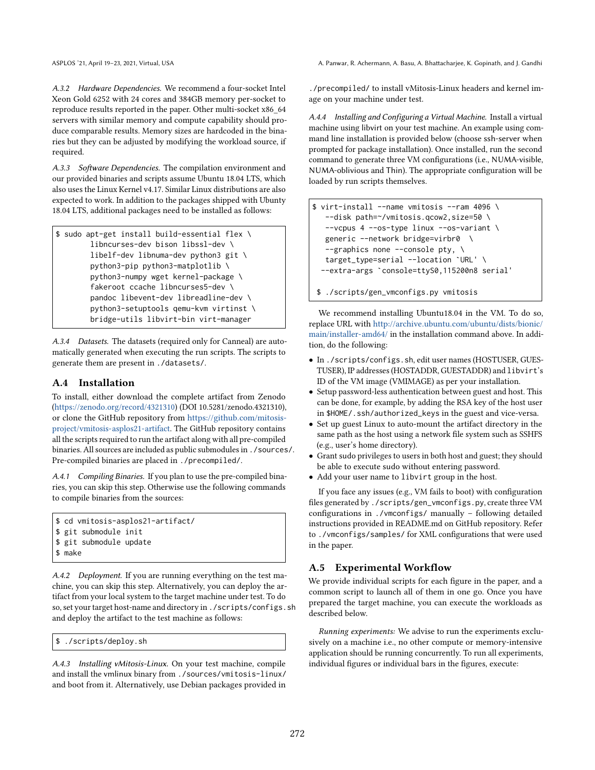*A.3.2 Hardware Dependencies.* We recommend a four-socket Intel Xeon Gold 6252 with 24 cores and 384GB memory per-socket to reproduce results reported in the paper. Other multi-socket x86_64 servers with similar memory and compute capability should produce comparable results. Memory sizes are hardcoded in the binaries but they can be adjusted by modifying the workload source, if required.

*A.3.3 Software Dependencies.* The compilation environment and our provided binaries and scripts assume Ubuntu 18.04 LTS, which also uses the Linux Kernel v4.17. Similar Linux distributions are also expected to work. In addition to the packages shipped with Ubunty 18.04 LTS, additional packages need to be installed as follows:

```
$ sudo apt-get install build-essential flex \
        libncurses-dev bison libssl-dev \
        libelf-dev libnuma-dev python3 git \
        python3-pip python3-matplotlib \
        python3-numpy wget kernel-package \
        fakeroot ccache libncurses5-dev \
        pandoc libevent-dev libreadline-dev \
        python3-setuptools qemu-kvm virtinst \
        bridge-utils libvirt-bin virt-manager
```

*A.3.4 Datasets.* The datasets (required only for Canneal) are automatically generated when executing the run scripts. The scripts to generate them are present in `./datasets/`.

## A.4 Installation

To install, either download the complete artifact from Zenodo (https://zenodo.org/record/4321310) (DOI 10.5281/zenodo.4321310), or clone the GitHub repository from https://github.com/mitosis-project/vmitosis-asplos21-artifact. The GitHub repository contains all the scripts required to run the artifact along with all pre-compiled binaries. All sources are included as public submodules in `./sources/`. Pre-compiled binaries are placed in `./precompiled/`.

*A.4.1 Compiling Binaries.* If you plan to use the pre-compiled binaries, you can skip this step. Otherwise use the following commands to compile binaries from the sources:

```
$ cd vmitosis-asplos21-artifact/
$ git submodule init
$ git submodule update
$ make
```

*A.4.2 Deployment.* If you are running everything on the test machine, you can skip this step. Alternatively, you can deploy the artifact from your local system to the target machine under test. To do so, set your target host-name and directory in `./scripts/configs.sh` and deploy the artifact to the test machine as follows:

```
$ ./scripts/deploy.sh
```

*A.4.3 Installing vMitosis-Linux.* On your test machine, compile and install the vmlinux binary from `./sources/vmitosis-linux/` and boot from it. Alternatively, use Debian packages provided in `./precompiled/` to install vMitosis-Linux headers and kernel image on your machine under test.

*A.4.4 Installing and Configuring a Virtual Machine.* Install a virtual machine using libvirt on your test machine. An example using command line installation is provided below (choose ssh-server when prompted for package installation). Once installed, run the second command to generate three VM configurations (i.e., NUMA-visible, NUMA-oblivious and Thin). The appropriate configuration will be loaded by run scripts themselves.

```
$ virt-install --name vmitosis --ram 4096 \
   --disk path=~/vmitosis.qcow2,size=50 \
   --vcpus 4 --os-type linux --os-variant \
   generic --network bridge=virbr0  \
   --graphics none --console pty, \
   target_type=serial --location `URL' \
  --extra-args `console=ttyS0,115200n8 serial'

 $ ./scripts/gen_vmconfigs.py vmitosis
```

We recommend installing Ubuntu18.04 in the VM. To do so, replace URL with http://archive.ubuntu.com/ubuntu/dists/bionic/main/installer-amd64/ in the installation command above. In addition, do the following:

- In `./scripts/configs.sh`, edit user names (HOSTUSER, GUESTUSER), IP addresses (HOSTADDR, GUESTADDR) and `libvirt`'s ID of the VM image (VMIMAGE) as per your installation.
- Setup password-less authentication between guest and host. This can be done, for example, by adding the RSA key of the host user in `$HOME/.ssh/authorized_keys` in the guest and vice-versa.
- Set up guest Linux to auto-mount the artifact directory in the same path as the host using a network file system such as SSHFS (e.g., user's home directory).
- Grant sudo privileges to users in both host and guest; they should be able to execute sudo without entering password.
- Add your user name to `libvirt` group in the host.

If you face any issues (e.g., VM fails to boot) with configuration files generated by `./scripts/gen_vmconfigs.py`, create three VM configurations in `./vmconfigs/` manually – following detailed instructions provided in README.md on GitHub repository. Refer to `./vmconfigs/samples/` for XML configurations that were used in the paper.

## A.5 Experimental Workflow

We provide individual scripts for each figure in the paper, and a common script to launch all of them in one go. Once you have prepared the target machine, you can execute the workloads as described below.

*Running experiments:* We advise to run the experiments exclusively on a machine i.e., no other compute or memory-intensive application should be running concurrently. To run all experiments, individual figures or individual bars in the figures, execute: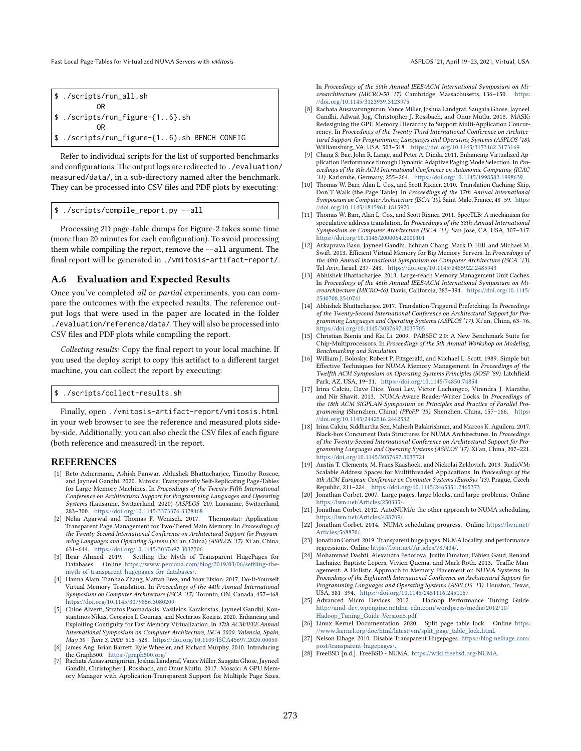```
$ ./scripts/run_all.sh
        OR
$ ./scripts/run_figure-{1..6}.sh
        OR
$ ./scripts/run_figure-{1..6}.sh BENCH CONFIG
```

Refer to individual scripts for the list of supported benchmarks and configurations. The output logs are redirected to `./evaluation/measured/data/`, in a sub-directory named after the benchmark. They can be processed into CSV files and PDF plots by executing:

```
$ ./scripts/compile_report.py --all
```

Processing 2D page-table dumps for Figure-2 takes some time (more than 20 minutes for each configuration). To avoid processing them while compiling the report, remove the `--all` argument. The final report will be generated in `./vmitosis-artifact-report/`.

## A.6 Evaluation and Expected Results

Once you've completed *all* or *partial* experiments, you can compare the outcomes with the expected results. The reference output logs that were used in the paper are located in the folder `./evaluation/reference/data/`. They will also be processed into CSV files and PDF plots while compiling the report.

*Collecting results:* Copy the final report to your local machine. If you used the deploy script to copy this artifact to a different target machine, you can collect the report by executing:

```
$ ./scripts/collect-results.sh
```

Finally, open `./vmitosis-artifact-report/vmitosis.html` in your web browser to see the reference and measured plots side-by-side. Additionally, you can also check the CSV files of each figure (both reference and measured) in the report.

## REFERENCES

[1] Reto Achermann, Ashish Panwar, Abhishek Bhattacharjee, Timothy Roscoe, and Jayneel Gandhi. 2020. Mitosis: Transparently Self-Replicating Page-Tables for Large-Memory Machines. In *Proceedings of the Twenty-Fifth International Conference on Architectural Support for Programming Languages and Operating Systems* (Lausanne, Switzerland, 2020) *(ASPLOS '20)*. Lausanne, Switzerland, 283–300. https://doi.org/10.1145/3373376.3378468

[2] Neha Agarwal and Thomas F. Wenisch. 2017. Thermostat: Application-Transparent Page Management for Two-Tiered Main Memory. In *Proceedings of the Twenty-Second International Conference on Architectural Support for Programming Languages and Operating Systems* (Xi'an, China) *(ASPLOS '17)*. Xi'an, China, 631–644. https://doi.org/10.1145/3037697.3037706

[3] Ibrar Ahmed. 2019. Settling the Myth of Transparent HugePages for Databases. Online https://www.percona.com/blog/2019/03/06/settling-the-myth-of-transparent-hugepages-for-databases/.

[4] Hanna Alam, Tianhao Zhang, Mattan Erez, and Yoav Etsion. 2017. Do-It-Yourself Virtual Memory Translation. In *Proceedings of the 44th Annual International Symposium on Computer Architecture (ISCA '17)*. Toronto, ON, Canada, 457–468. https://doi.org/10.1145/3079856.3080209

[5] Chloe Alverti, Stratos Psomadakis, Vasileios Karakostas, Jayneel Gandhi, Konstantinos Nikas, Georgios I. Goumas, and Nectarios Koziris. 2020. Enhancing and Exploiting Contiguity for Fast Memory Virtualization. In *47th ACM/IEEE Annual International Symposium on Computer Architecture, ISCA 2020, Valencia, Spain, May 30 - June 3, 2020*. 515–528. https://doi.org/10.1109/ISCA45697.2020.00050

[6] James Ang, Brian Barrett, Kyle Wheeler, and Richard Murphy. 2010. Introducing the Graph500. https://graph500.org/

[7] Rachata Ausavarungnirun, Joshua Landgraf, Vance Miller, Saugata Ghose, Jayneel Gandhi, Christopher J. Rossbach, and Onur Mutlu. 2017. Mosaic: A GPU Memory Manager with Application-Transparent Support for Multiple Page Sizes. In *Proceedings of the 50th Annual IEEE/ACM International Symposium on Microarchitecture (MICRO-50 '17)*. Cambridge, Massachusetts, 136–150. https://doi.org/10.1145/3123939.3123975

[8] Rachata Ausavarungnirun, Vance Miller, Joshua Landgraf, Saugata Ghose, Jayneel Gandhi, Adwait Jog, Christopher J. Rossbach, and Onur Mutlu. 2018. MASK: Redesigning the GPU Memory Hierarchy to Support Multi-Application Concurrency. In *Proceedings of the Twenty-Third International Conference on Architectural Support for Programming Languages and Operating Systems (ASPLOS '18)*. Williamsburg, VA, USA, 503–518. https://doi.org/10.1145/3173162.3173169

[9] Chang S. Bae, John R. Lange, and Peter A. Dinda. 2011. Enhancing Virtualized Application Performance through Dynamic Adaptive Paging Mode Selection. In *Proceedings of the 8th ACM International Conference on Autonomic Computing (ICAC '11)*. Karlsruhe, Germany, 255–264. https://doi.org/10.1145/1998582.1998639

[10] Thomas W. Barr, Alan L. Cox, and Scott Rixner. 2010. Translation Caching: Skip, Don'T Walk (the Page Table). In *Proceedings of the 37th Annual International Symposium on Computer Architecture (ISCA '10)*. Saint-Malo, France, 48–59. https://doi.org/10.1145/1815961.1815970

[11] Thomas W. Barr, Alan L. Cox, and Scott Rixner. 2011. SpecTLB: A mechanism for speculative address translation. In *Proceedings of the 38th Annual International Symposium on Computer Architecture (ISCA '11)*. San Jose, CA, USA, 307–317. https://doi.org/10.1145/2000064.2000101

[12] Arkaprava Basu, Jayneel Gandhi, Jichuan Chang, Mark D. Hill, and Michael M. Swift. 2013. Efficient Virtual Memory for Big Memory Servers. In *Proceedings of the 40th Annual International Symposium on Computer Architecture (ISCA '13)*. Tel-Aviv, Israel, 237–248. https://doi.org/10.1145/2485922.2485943

[13] Abhishek Bhattacharjee. 2013. Large-reach Memory Management Unit Caches. In *Proceedings of the 46th Annual IEEE/ACM International Symposium on Microarchitecture (MICRO-46)*. Davis, California, 383–394. https://doi.org/10.1145/2540708.2540741

[14] Abhishek Bhattacharjee. 2017. Translation-Triggered Prefetching. In *Proceedings of the Twenty-Second International Conference on Architectural Support for Programming Languages and Operating Systems (ASPLOS '17)*. Xi'an, China, 63–76. https://doi.org/10.1145/3037697.3037705

[15] Christian Bienia and Kai Li. 2009. PARSEC 2.0: A New Benchmark Suite for Chip-Multiprocessors. In *Proceedings of the 5th Annual Workshop on Modeling, Benchmarking and Simulation*.

[16] William J. Bolosky, Robert P. Fitzgerald, and Michael L. Scott. 1989. Simple but Effective Techniques for NUMA Memory Management. In *Proceedings of the Twelfth ACM Symposium on Operating Systems Principles (SOSP '89)*. Litchfield Park, AZ, USA, 19–31. https://doi.org/10.1145/74850.74854

[17] Irina Calciu, Dave Dice, Yossi Lev, Victor Luchangco, Virendra J. Marathe, and Nir Shavit. 2013. NUMA-Aware Reader-Writer Locks. In *Proceedings of the 18th ACM SIGPLAN Symposium on Principles and Practice of Parallel Programming* (Shenzhen, China) *(PPoPP '13)*. Shenzhen, China, 157–166. https://doi.org/10.1145/2442516.2442532

[18] Irina Calciu, Siddhartha Sen, Mahesh Balakrishnan, and Marcos K. Aguilera. 2017. Black-box Concurrent Data Structures for NUMA Architectures. In *Proceedings of the Twenty-Second International Conference on Architectural Support for Programming Languages and Operating Systems (ASPLOS '17)*. Xi'an, China, 207–221. https://doi.org/10.1145/3037697.3037721

[19] Austin T. Clements, M. Frans Kaashoek, and Nickolai Zeldovich. 2013. RadixVM: Scalable Address Spaces for Multithreaded Applications. In *Proceedings of the 8th ACM European Conference on Computer Systems (EuroSys '13)*. Prague, Czech Republic, 211–224. https://doi.org/10.1145/2465351.2465373

[20] Jonathan Corbet. 2007. Large pages, large blocks, and large problems. Online https://lwn.net/Articles/250335/.

[21] Jonathan Corbet. 2012. AutoNUMA: the other approach to NUMA scheduling. https://lwn.net/Articles/488709/.

[22] Jonathan Corbet. 2014. NUMA scheduling progress. Online https://lwn.net/Articles/568870/.

[23] Jonathan Corbet. 2019. Transparent huge pages, NUMA locality, and performance regressions. Online https://lwn.net/Articles/787434/.

[24] Mohammad Dashti, Alexandra Fedorova, Justin Funston, Fabien Gaud, Renaud Lachaize, Baptiste Lepers, Vivien Quema, and Mark Roth. 2013. Traffic Management: A Holistic Approach to Memory Placement on NUMA Systems. In *Proceedings of the Eighteenth International Conference on Architectural Support for Programming Languages and Operating Systems (ASPLOS '13)*. Houston, Texas, USA, 381–394. https://doi.org/10.1145/2451116.2451157

[25] Advanced Micro Devices. 2012. Hadoop Performance Tuning Guide. http://amd-dev.wpengine.netdna-cdn.com/wordpress/media/2012/10/Hadoop_Tuning_Guide-Version5.pdf.

[26] Linux Kernel Documentation. 2020. Split page table lock. Online https://www.kernel.org/doc/html/latest/vm/split_page_table_lock.html.

[27] Nelson Elhage. 2010. Disable Transparent Hugepages. https://blog.nelhage.com/post/transparent-hugepages/.

[28] FreeBSD [n.d.]. FreeBSD - NUMA. https://wiki.freebsd.org/NUMA.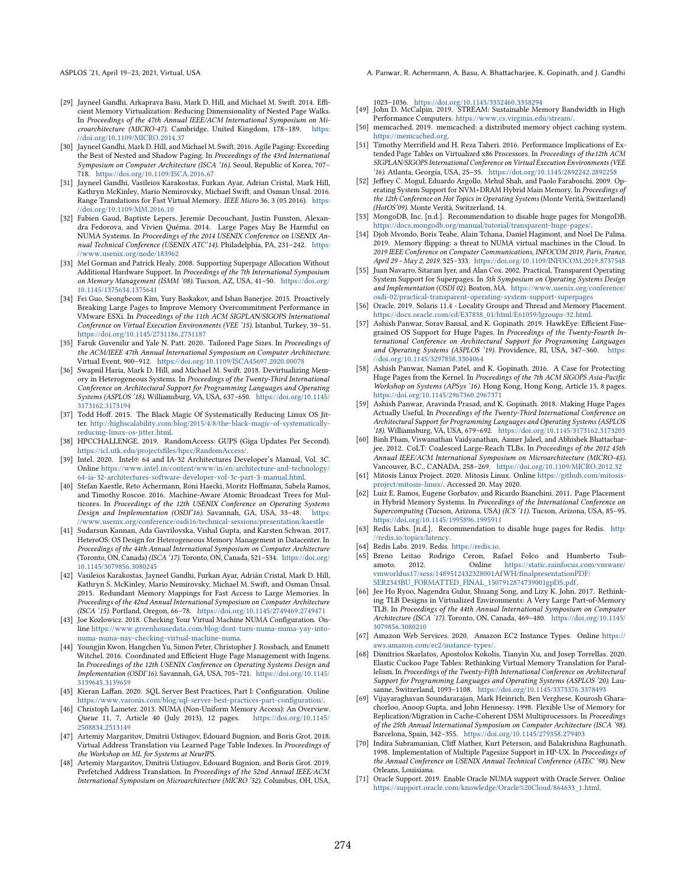[29] Jayneel Gandhi, Arkaprava Basu, Mark D. Hill, and Michael M. Swift. 2014. Efficient Memory Virtualization: Reducing Dimensionality of Nested Page Walks. In *Proceedings of the 47th Annual IEEE/ACM International Symposium on Microarchitecture (MICRO-47)*. Cambridge, United Kingdom, 178–189. https://doi.org/10.1109/MICRO.2014.37

[30] Jayneel Gandhi, Mark D. Hill, and Michael M. Swift. 2016. Agile Paging: Exceeding the Best of Nested and Shadow Paging. In *Proceedings of the 43rd International Symposium on Computer Architecture (ISCA '16)*. Seoul, Republic of Korea, 707–718. https://doi.org/10.1109/ISCA.2016.67

[31] Jayneel Gandhi, Vasileios Karakostas, Furkan Ayar, Adrian Cristal, Mark Hill, Kathryn McKinley, Mario Nemirovsky, Michael Swift, and Osman Unsal. 2016. Range Translations for Fast Virtual Memory. *IEEE Micro* 36, 3 (05 2016). https://doi.org/10.1109/MM.2016.10

[32] Fabien Gaud, Baptiste Lepers, Jeremie Decouchant, Justin Funston, Alexandra Fedorova, and Vivien Quéma. 2014. Large Pages May Be Harmful on NUMA Systems. In *Proceedings of the 2014 USENIX Conference on USENIX Annual Technical Conference (USENIX ATC'14)*. Philadelphia, PA, 231–242. https://www.usenix.org/node/183962

[33] Mel Gorman and Patrick Healy. 2008. Supporting Superpage Allocation Without Additional Hardware Support. In *Proceedings of the 7th International Symposium on Memory Management (ISMM '08)*. Tucson, AZ, USA, 41–50. https://doi.org/10.1145/1375634.1375641

[34] Fei Guo, Seongbeom Kim, Yury Baskakov, and Ishan Banerjee. 2015. Proactively Breaking Large Pages to Improve Memory Overcommitment Performance in VMware ESXi. In *Proceedings of the 11th ACM SIGPLAN/SIGOPS International Conference on Virtual Execution Environments (VEE '15)*. Istanbul, Turkey, 39–51. https://doi.org/10.1145/2731186.2731187

[35] Faruk Guvenilir and Yale N. Patt. 2020. Tailored Page Sizes. In *Proceedings of the ACM/IEEE 47th Annual International Symposium on Computer Architecture*. Virtual Event, 900–912. https://doi.org/10.1109/ISCA45697.2020.00078

[36] Swapnil Haria, Mark D. Hill, and Michael M. Swift. 2018. Devirtualizing Memory in Heterogeneous Systems. In *Proceedings of the Twenty-Third International Conference on Architectural Support for Programming Languages and Operating Systems (ASPLOS '18)*. Williamsburg, VA, USA, 637–650. https://doi.org/10.1145/3173162.3173194

[37] Todd Hoff. 2015. The Black Magic Of Systematically Reducing Linux OS Jitter. http://highscalability.com/blog/2015/4/8/the-black-magic-of-systematically-reducing-linux-os-jitter.html.

[38] HPCCHALLENGE. 2019. RandomAccess: GUPS (Giga Updates Per Second). https://icl.utk.edu/projectsfiles/hpcc/RandomAccess/.

[39] Intel. 2020. Intel® 64 and IA-32 Architectures Developer's Manual, Vol. 3C. Online https://www.intel.in/content/www/in/en/architecture-and-technology/64-ia-32-architectures-software-developer-vol-3c-part-3-manual.html.

[40] Stefan Kaestle, Reto Achermann, Roni Haecki, Moritz Hoffmann, Sabela Ramos, and Timothy Roscoe. 2016. Machine-Aware Atomic Broadcast Trees for Multicores. In *Proceedings of the 12th USENIX Conference on Operating Systems Design and Implementation (OSDI'16)*. Savannah, GA, USA, 33–48. https://www.usenix.org/conference/osdi16/technical-sessions/presentation/kaestle

[41] Sudarsun Kannan, Ada Gavrilovska, Vishal Gupta, and Karsten Schwan. 2017. HeteroOS: OS Design for Heterogeneous Memory Management in Datacenter. In *Proceedings of the 44th Annual International Symposium on Computer Architecture* (Toronto, ON, Canada) *(ISCA '17)*. Toronto, ON, Canada, 521–534. https://doi.org/10.1145/3079856.3080245

[42] Vasileios Karakostas, Jayneel Gandhi, Furkan Ayar, Adrián Cristal, Mark D. Hill, Kathryn S. McKinley, Mario Nemirovsky, Michael M. Swift, and Osman Ünsal. 2015. Redundant Memory Mappings for Fast Access to Large Memories. In *Proceedings of the 42nd Annual International Symposium on Computer Architecture (ISCA '15)*. Portland, Oregon, 66–78. https://doi.org/10.1145/2749469.2749471

[43] Joe Kozlowicz. 2018. Checking Your Virtual Machine NUMA Configuration. Online https://www.greenhousedata.com/blog/dont-turn-numa-numa-yay-into-numa-numa-nay-checking-virtual-machine-numa.

[44] Youngjin Kwon, Hangchen Yu, Simon Peter, Christopher J. Rossbach, and Emmett Witchel. 2016. Coordinated and Efficient Huge Page Management with Ingens. In *Proceedings of the 12th USENIX Conference on Operating Systems Design and Implementation (OSDI'16)*. Savannah, GA, USA, 705–721. https://doi.org/10.1145/3139645.3139659

[45] Kieran Laffan. 2020. SQL Server Best Practices, Part I: Configuration. Online https://www.varonis.com/blog/sql-server-best-practices-part-configuration/.

[46] Christoph Lameter. 2013. NUMA (Non-Uniform Memory Access): An Overview. *Queue* 11, 7, Article 40 (July 2013), 12 pages. https://doi.org/10.1145/2508834.2513149

[47] Artemiy Margaritov, Dmitrii Ustiugov, Edouard Bugnion, and Boris Grot. 2018. Virtual Address Translation via Learned Page Table Indexes. In *Proceedings of the Workshop on ML for Systems at NeurIPS*.

[48] Artemiy Margaritov, Dmitrii Ustiugov, Edouard Bugnion, and Boris Grot. 2019. Prefetched Address Translation. In *Proceedings of the 52nd Annual IEEE/ACM International Symposium on Microarchitecture (MICRO '52)*. Columbus, OH, USA, 1023–1036. https://doi.org/10.1145/3352460.3358294

[49] John D. McCalpin. 2019. STREAM: Sustainable Memory Bandwidth in High Performance Computers. https://www.cs.virginia.edu/stream/.

[50] memcached. 2019. memcached: a distributed memory object caching system. https://memcached.org.

[51] Timothy Merrifield and H. Reza Taheri. 2016. Performance Implications of Extended Page Tables on Virtualized x86 Processors. In *Proceedings of the12th ACM SIGPLAN/SIGOPS International Conference on Virtual Execution Environments (VEE '16)*. Atlanta, Georgia, USA, 25–35. https://doi.org/10.1145/2892242.2892258

[52] Jeffrey C. Mogul, Eduardo Argollo, Mehul Shah, and Paolo Faraboschi. 2009. Operating System Support for NVM+DRAM Hybrid Main Memory. In *Proceedings of the 12th Conference on Hot Topics in Operating Systems* (Monte Verità, Switzerland) *(HotOS'09)*. Monte Verità, Switzerland, 14.

[53] MongoDB, Inc. [n.d.]. Recommendation to disable huge pages for MongoDB. https://docs.mongodb.org/manual/tutorial/transparent-huge-pages/.

[54] Djob Mvondo, Boris Teabe, Alain Tchana, Daniel Hagimont, and Noel De Palma. 2019. Memory flipping: a threat to NUMA virtual machines in the Cloud. In *2019 IEEE Conference on Computer Communications, INFOCOM 2019, Paris, France, April 29 - May 2, 2019*. 325–333. https://doi.org/10.1109/INFOCOM.2019.8737548

[55] Juan Navarro, Sitaram Iyer, and Alan Cox. 2002. Practical, Transparent Operating System Support for Superpages. In *5th Symposium on Operating Systems Design and Implementation (OSDI 02)*. Boston, MA. https://www.usenix.org/conference/osdi-02/practical-transparent-operating-system-support-superpages

[56] Oracle. 2019. Solaris 11.4 - Locality Groups and Thread and Memory Placement. https://docs.oracle.com/cd/E37838_01/html/E61059/lgroups-32.html.

[57] Ashish Panwar, Sorav Bansal, and K. Gopinath. 2019. HawkEye: Efficient Fine-grained OS Support for Huge Pages. In *Proceedings of the Twenty-Fourth International Conference on Architectural Support for Programming Languages and Operating Systems (ASPLOS '19)*. Providence, RI, USA, 347–360. https://doi.org/10.1145/3297858.3304064

[58] Ashish Panwar, Naman Patel, and K. Gopinath. 2016. A Case for Protecting Huge Pages from the Kernel. In *Proceedings of the 7th ACM SIGOPS Asia-Pacific Workshop on Systems (APSys '16)*. Hong Kong, Hong Kong, Article 15, 8 pages. https://doi.org/10.1145/2967360.2967371

[59] Ashish Panwar, Aravinda Prasad, and K. Gopinath. 2018. Making Huge Pages Actually Useful. In *Proceedings of the Twenty-Third International Conference on Architectural Support for Programming Languages and Operating Systems (ASPLOS '18)*. Williamsburg, VA, USA, 679–692. https://doi.org/10.1145/3173162.3173203

[60] Binh Pham, Viswanathan Vaidyanathan, Aamer Jaleel, and Abhishek Bhattacharjee. 2012. CoLT: Coalesced Large-Reach TLBs. In *Proceedings of the 2012 45th Annual IEEE/ACM International Symposium on Microarchitecture (MICRO-45)*. Vancouver, B.C., CANADA, 258–269. https://doi.org/10.1109/MICRO.2012.32

[61] Mitosis Linux Project. 2020. Mitosis Linux. Online https://github.com/mitosis-project/mitosis-linux/. Accessed 20. May 2020.

[62] Luiz E. Ramos, Eugene Gorbatov, and Ricardo Bianchini. 2011. Page Placement in Hybrid Memory Systems. In *Proceedings of the International Conference on Supercomputing* (Tucson, Arizona, USA) *(ICS '11)*. Tucson, Arizona, USA, 85–95. https://doi.org/10.1145/1995896.1995911

[63] Redis Labs. [n.d.]. Recommendation to disable huge pages for Redis. http://redis.io/topics/latency.

[64] Redis Labs. 2019. Redis. https://redis.io.

[65] Breno Leitao Rodrigo Ceron, Rafael Folco and Humberto Tsubamoto. 2012. Online https://static.rainfocus.com/vmware/vmworldus17/sess/1489512432328001AfWH/finalpresentationPDF/SER2343BU_FORMATTED_FINAL_1507912874739001gpDS.pdf.

[66] Jee Ho Ryoo, Nagendra Gulur, Shuang Song, and Lizy K. John. 2017. Rethinking TLB Designs in Virtualized Environments: A Very Large Part-of-Memory TLB. In *Proceedings of the 44th Annual International Symposium on Computer Architecture (ISCA '17)*. Toronto, ON, Canada, 469–480. https://doi.org/10.1145/3079856.3080210

[67] Amazon Web Services. 2020. Amazon EC2 Instance Types. Online https://aws.amazon.com/ec2/instance-types/.

[68] Dimitrios Skarlatos, Apostolos Kokolis, Tianyin Xu, and Josep Torrellas. 2020. Elastic Cuckoo Page Tables: Rethinking Virtual Memory Translation for Parallelism. In *Proceedings of the Twenty-Fifth International Conference on Architectural Support for Programming Languages and Operating Systems (ASPLOS '20)*. Lausanne, Switzerland, 1093–1108. https://doi.org/10.1145/3373376.3378493

[69] Vijayaraghavan Soundararajan, Mark Heinrich, Ben Verghese, Kourosh Gharachorloo, Anoop Gupta, and John Hennessy. 1998. Flexible Use of Memory for Replication/Migration in Cache-Coherent DSM Multiprocessors. In *Proceedings of the 25th Annual International Symposium on Computer Architecture (ISCA '98)*. Barcelona, Spain, 342–355. https://doi.org/10.1145/279358.279403

[70] Indira Subramanian, Cliff Mather, Kurt Peterson, and Balakrishna Raghunath. 1998. Implementation of Multiple Pagesize Support in HP-UX. In *Proceedings of the Annual Conference on USENIX Annual Technical Conference (ATEC '98)*. New Orleans, Louisiana.

[71] Oracle Support. 2019. Enable Oracle NUMA support with Oracle Server. Online https://support.oracle.com/knowledge/Oracle%20Cloud/864633_1.html.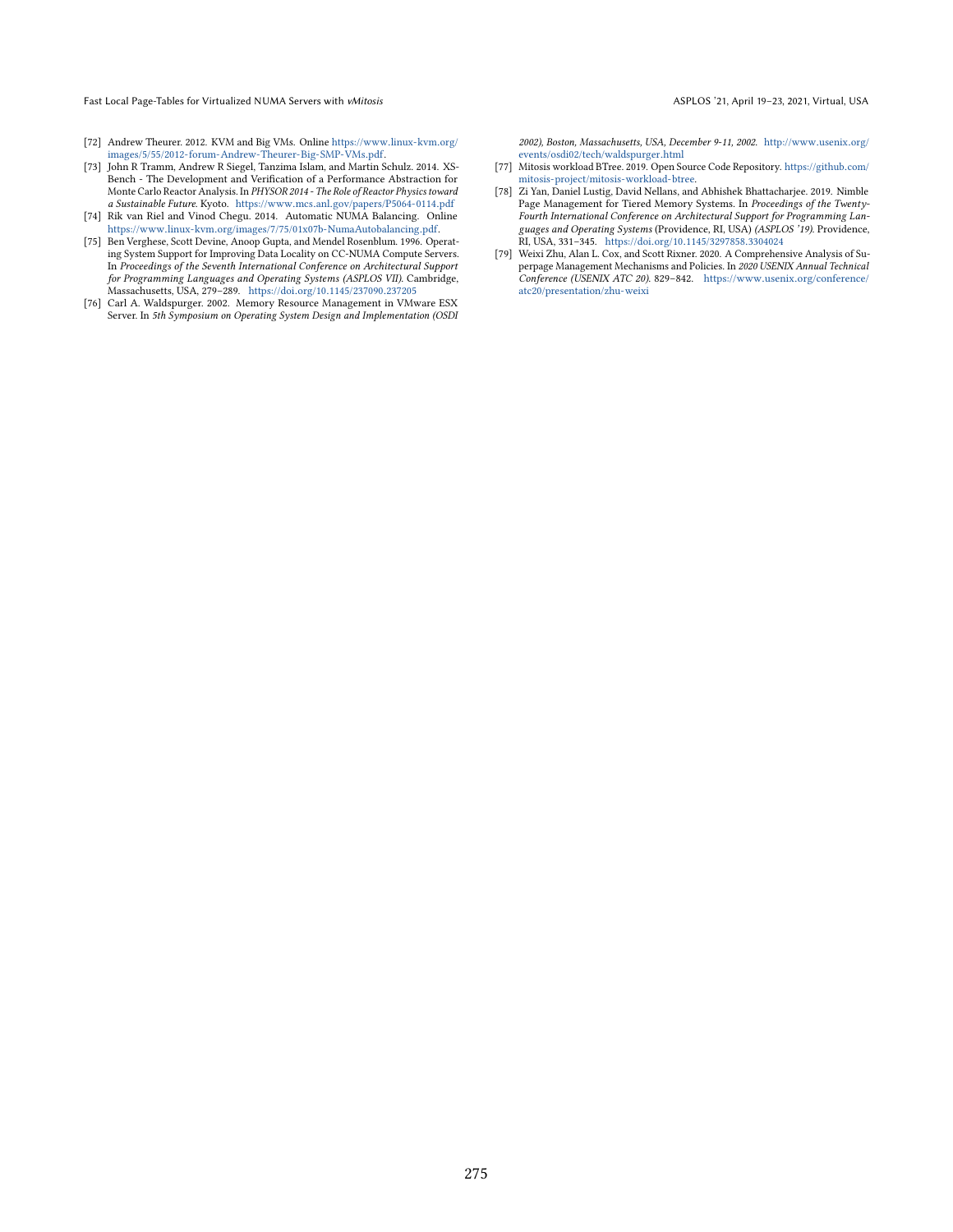[72] Andrew Theurer. 2012. KVM and Big VMs. Online https://www.linux-kvm.org/images/5/55/2012-forum-Andrew-Theurer-Big-SMP-VMs.pdf.

[73] John R Tramm, Andrew R Siegel, Tanzima Islam, and Martin Schulz. 2014. XS-Bench - The Development and Verification of a Performance Abstraction for Monte Carlo Reactor Analysis. In *PHYSOR 2014 - The Role of Reactor Physics toward a Sustainable Future*. Kyoto. https://www.mcs.anl.gov/papers/P5064-0114.pdf

[74] Rik van Riel and Vinod Chegu. 2014. Automatic NUMA Balancing. Online https://www.linux-kvm.org/images/7/75/01x07b-NumaAutobalancing.pdf.

[75] Ben Verghese, Scott Devine, Anoop Gupta, and Mendel Rosenblum. 1996. Operating System Support for Improving Data Locality on CC-NUMA Compute Servers. In *Proceedings of the Seventh International Conference on Architectural Support for Programming Languages and Operating Systems (ASPLOS VII)*. Cambridge, Massachusetts, USA, 279–289. https://doi.org/10.1145/237090.237205

[76] Carl A. Waldspurger. 2002. Memory Resource Management in VMware ESX Server. In *5th Symposium on Operating System Design and Implementation (OSDI 2002), Boston, Massachusetts, USA, December 9-11, 2002*. http://www.usenix.org/events/osdi02/tech/waldspurger.html

[77] Mitosis workload BTree. 2019. Open Source Code Repository. https://github.com/mitosis-project/mitosis-workload-btree.

[78] Zi Yan, Daniel Lustig, David Nellans, and Abhishek Bhattacharjee. 2019. Nimble Page Management for Tiered Memory Systems. In *Proceedings of the Twenty-Fourth International Conference on Architectural Support for Programming Languages and Operating Systems* (Providence, RI, USA) *(ASPLOS '19)*. Providence, RI, USA, 331–345. https://doi.org/10.1145/3297858.3304024

[79] Weixi Zhu, Alan L. Cox, and Scott Rixner. 2020. A Comprehensive Analysis of Superpage Management Mechanisms and Policies. In *2020 USENIX Annual Technical Conference (USENIX ATC 20)*. 829–842. https://www.usenix.org/conference/atc20/presentation/zhu-weixi